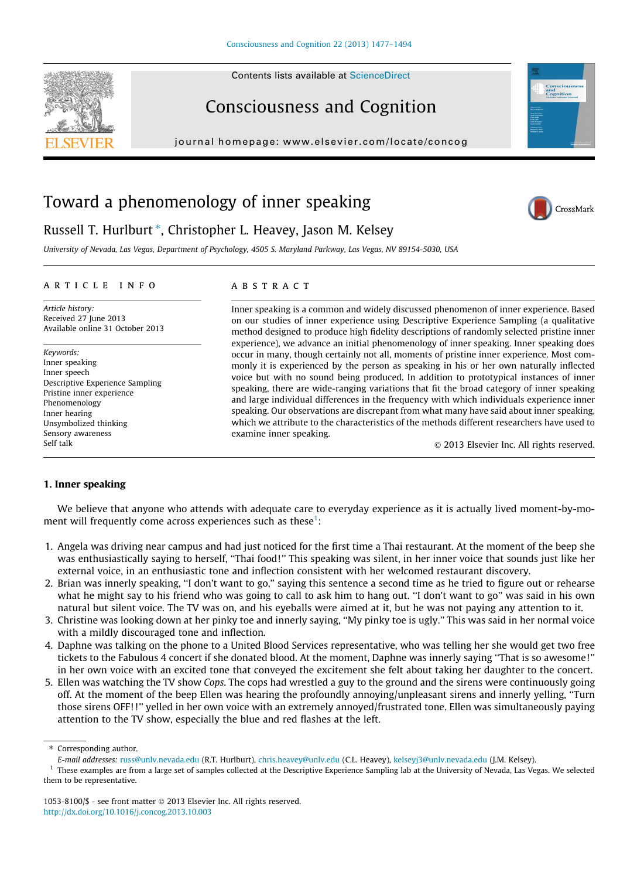# Toward a phenomenology of inner speaking

Russell T. Hurlburt *, Christopher L. Heavey, Jason M. Kelsey

*University of Nevada, Las Vegas, Department of Psychology, 4505 S. Maryland Parkway, Las Vegas, NV 89154-5030, USA*

**ARTICLE INFO**

*Article history:*
Received 27 June 2013
Available online 31 October 2013

*Keywords:*
Inner speaking
Inner speech
Descriptive Experience Sampling
Pristine inner experience
Phenomenology
Inner hearing
Unsymbolized thinking
Sensory awareness
Self talk

**ABSTRACT**

Inner speaking is a common and widely discussed phenomenon of inner experience. Based on our studies of inner experience using Descriptive Experience Sampling (a qualitative method designed to produce high fidelity descriptions of randomly selected pristine inner experience), we advance an initial phenomenology of inner speaking. Inner speaking does occur in many, though certainly not all, moments of pristine inner experience. Most commonly it is experienced by the person as speaking in his or her own naturally inflected voice but with no sound being produced. In addition to prototypical instances of inner speaking, there are wide-ranging variations that fit the broad category of inner speaking and large individual differences in the frequency with which individuals experience inner speaking. Our observations are discrepant from what many have said about inner speaking, which we attribute to the characteristics of the methods different researchers have used to examine inner speaking.

© 2013 Elsevier Inc. All rights reserved.

## 1. Inner speaking

We believe that anyone who attends with adequate care to everyday experience as it is actually lived moment-by-moment will frequently come across experiences such as these[1]:

1. Angela was driving near campus and had just noticed for the first time a Thai restaurant. At the moment of the beep she was enthusiastically saying to herself, "Thai food!" This speaking was silent, in her inner voice that sounds just like her external voice, in an enthusiastic tone and inflection consistent with her welcomed restaurant discovery.
2. Brian was innerly speaking, "I don't want to go," saying this sentence a second time as he tried to figure out or rehearse what he might say to his friend who was going to call to ask him to hang out. "I don't want to go" was said in his own natural but silent voice. The TV was on, and his eyeballs were aimed at it, but he was not paying any attention to it.
3. Christine was looking down at her pinky toe and innerly saying, "My pinky toe is ugly." This was said in her normal voice with a mildly discouraged tone and inflection.
4. Daphne was talking on the phone to a United Blood Services representative, who was telling her she would get two free tickets to the Fabulous 4 concert if she donated blood. At the moment, Daphne was innerly saying "That is so awesome!" in her own voice with an excited tone that conveyed the excitement she felt about taking her daughter to the concert.
5. Ellen was watching the TV show *Cops*. The cops had wrestled a guy to the ground and the sirens were continuously going off. At the moment of the beep Ellen was hearing the profoundly annoying/unpleasant sirens and innerly yelling, "Turn those sirens OFF!!" yelled in her own voice with an extremely annoyed/frustrated tone. Ellen was simultaneously paying attention to the TV show, especially the blue and red flashes at the left.

---

* Corresponding author.
*E-mail addresses:* russ@unlv.nevada.edu (R.T. Hurlburt), chris.heavey@unlv.edu (C.L. Heavey), kelseyj3@unlv.nevada.edu (J.M. Kelsey).

[1] These examples are from a large set of samples collected at the Descriptive Experience Sampling lab at the University of Nevada, Las Vegas. We selected them to be representative.

1053-8100/$ - see front matter © 2013 Elsevier Inc. All rights reserved.
http://dx.doi.org/10.1016/j.concog.2013.10.003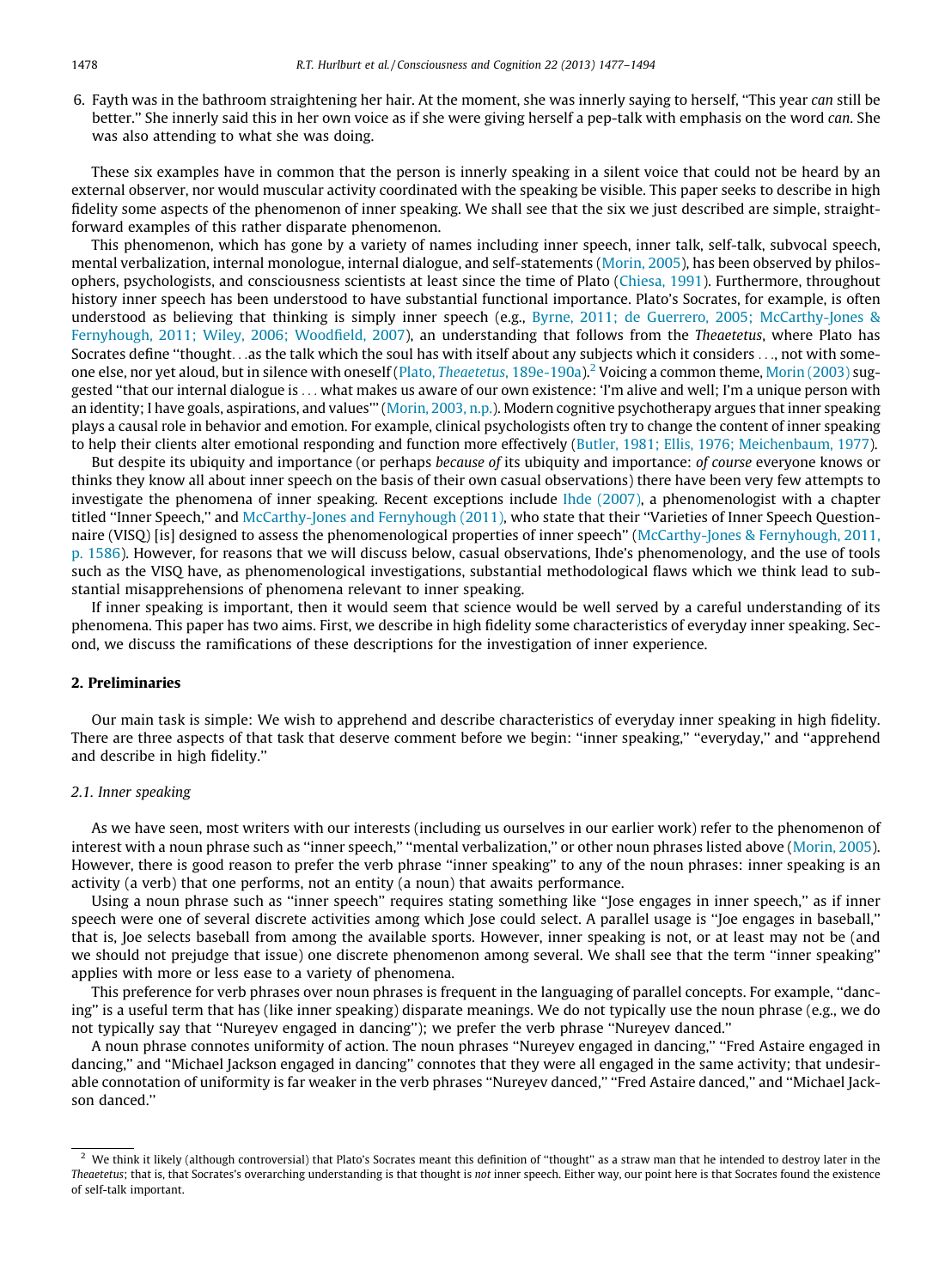6. Fayth was in the bathroom straightening her hair. At the moment, she was innerly saying to herself, "This year *can* still be better." She innerly said this in her own voice as if she were giving herself a pep-talk with emphasis on the word *can*. She was also attending to what she was doing.

These six examples have in common that the person is innerly speaking in a silent voice that could not be heard by an external observer, nor would muscular activity coordinated with the speaking be visible. This paper seeks to describe in high fidelity some aspects of the phenomenon of inner speaking. We shall see that the six we just described are simple, straightforward examples of this rather disparate phenomenon.

This phenomenon, which has gone by a variety of names including inner speech, inner talk, self-talk, subvocal speech, mental verbalization, internal monologue, internal dialogue, and self-statements (Morin, 2005), has been observed by philosophers, psychologists, and consciousness scientists at least since the time of Plato (Chiesa, 1991). Furthermore, throughout history inner speech has been understood to have substantial functional importance. Plato's Socrates, for example, is often understood as believing that thinking is simply inner speech (e.g., Byrne, 2011; de Guerrero, 2005; McCarthy-Jones & Fernyhough, 2011; Wiley, 2006; Woodfield, 2007), an understanding that follows from the *Theaetetus*, where Plato has Socrates define "thought...as the talk which the soul has with itself about any subjects which it considers ..., not with someone else, nor yet aloud, but in silence with oneself (Plato, *Theaetetus*, 189e-190a).[2] Voicing a common theme, Morin (2003) suggested "that our internal dialogue is ... what makes us aware of our own existence: 'I'm alive and well; I'm a unique person with an identity; I have goals, aspirations, and values'" (Morin, 2003, n.p.). Modern cognitive psychotherapy argues that inner speaking plays a causal role in behavior and emotion. For example, clinical psychologists often try to change the content of inner speaking to help their clients alter emotional responding and function more effectively (Butler, 1981; Ellis, 1976; Meichenbaum, 1977).

But despite its ubiquity and importance (or perhaps *because of* its ubiquity and importance: *of course* everyone knows or thinks they know all about inner speech on the basis of their own casual observations) there have been very few attempts to investigate the phenomena of inner speaking. Recent exceptions include Ihde (2007), a phenomenologist with a chapter titled "Inner Speech," and McCarthy-Jones and Fernyhough (2011), who state that their "Varieties of Inner Speech Questionnaire (VISQ) [is] designed to assess the phenomenological properties of inner speech" (McCarthy-Jones & Fernyhough, 2011, p. 1586). However, for reasons that we will discuss below, casual observations, Ihde's phenomenology, and the use of tools such as the VISQ have, as phenomenological investigations, substantial methodological flaws which we think lead to substantial misapprehensions of phenomena relevant to inner speaking.

If inner speaking is important, then it would seem that science would be well served by a careful understanding of its phenomena. This paper has two aims. First, we describe in high fidelity some characteristics of everyday inner speaking. Second, we discuss the ramifications of these descriptions for the investigation of inner experience.

## 2. Preliminaries

Our main task is simple: We wish to apprehend and describe characteristics of everyday inner speaking in high fidelity. There are three aspects of that task that deserve comment before we begin: "inner speaking," "everyday," and "apprehend and describe in high fidelity."

### *2.1. Inner speaking*

As we have seen, most writers with our interests (including us ourselves in our earlier work) refer to the phenomenon of interest with a noun phrase such as "inner speech," "mental verbalization," or other noun phrases listed above (Morin, 2005). However, there is good reason to prefer the verb phrase "inner speaking" to any of the noun phrases: inner speaking is an activity (a verb) that one performs, not an entity (a noun) that awaits performance.

Using a noun phrase such as "inner speech" requires stating something like "Jose engages in inner speech," as if inner speech were one of several discrete activities among which Jose could select. A parallel usage is "Joe engages in baseball," that is, Joe selects baseball from among the available sports. However, inner speaking is not, or at least may not be (and we should not prejudge that issue) one discrete phenomenon among several. We shall see that the term "inner speaking" applies with more or less ease to a variety of phenomena.

This preference for verb phrases over noun phrases is frequent in the languaging of parallel concepts. For example, "dancing" is a useful term that has (like inner speaking) disparate meanings. We do not typically use the noun phrase (e.g., we do not typically say that "Nureyev engaged in dancing"); we prefer the verb phrase "Nureyev danced."

A noun phrase connotes uniformity of action. The noun phrases "Nureyev engaged in dancing," "Fred Astaire engaged in dancing," and "Michael Jackson engaged in dancing" connotes that they were all engaged in the same activity; that undesirable connotation of uniformity is far weaker in the verb phrases "Nureyev danced," "Fred Astaire danced," and "Michael Jackson danced."

[2] We think it likely (although controversial) that Plato's Socrates meant this definition of "thought" as a straw man that he intended to destroy later in the *Theaetetus*; that is, that Socrates's overarching understanding is that thought is *not* inner speech. Either way, our point here is that Socrates found the existence of self-talk important.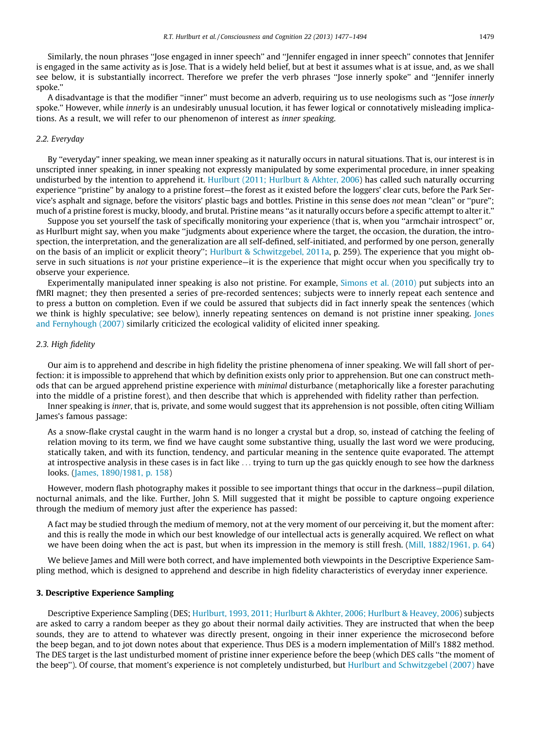Similarly, the noun phrases "Jose engaged in inner speech" and "Jennifer engaged in inner speech" connotes that Jennifer is engaged in the same activity as is Jose. That is a widely held belief, but at best it assumes what is at issue, and, as we shall see below, it is substantially incorrect. Therefore we prefer the verb phrases "Jose innerly spoke" and "Jennifer innerly spoke."

A disadvantage is that the modifier "inner" must become an adverb, requiring us to use neologisms such as "Jose *innerly* spoke." However, while *innerly* is an undesirably unusual locution, it has fewer logical or connotatively misleading implications. As a result, we will refer to our phenomenon of interest as *inner speaking*.

### 2.2. Everyday

By "everyday" inner speaking, we mean inner speaking as it naturally occurs in natural situations. That is, our interest is in unscripted inner speaking, in inner speaking not expressly manipulated by some experimental procedure, in inner speaking undisturbed by the intention to apprehend it. Hurlburt (2011; Hurlburt & Akhter, 2006) has called such naturally occurring experience "pristine" by analogy to a pristine forest—the forest as it existed before the loggers' clear cuts, before the Park Service's asphalt and signage, before the visitors' plastic bags and bottles. Pristine in this sense does *not* mean "clean" or "pure"; much of a pristine forest is mucky, bloody, and brutal. Pristine means "as it naturally occurs before a specific attempt to alter it."

Suppose you set yourself the task of specifically monitoring your experience (that is, when you "armchair introspect" or, as Hurlburt might say, when you make "judgments about experience where the target, the occasion, the duration, the introspection, the interpretation, and the generalization are all self-defined, self-initiated, and performed by one person, generally on the basis of an implicit or explicit theory"; Hurlburt & Schwitzgebel, 2011a, p. 259). The experience that you might observe in such situations is *not* your pristine experience—it is the experience that might occur when you specifically try to observe your experience.

Experimentally manipulated inner speaking is also not pristine. For example, Simons et al. (2010) put subjects into an fMRI magnet; they then presented a series of pre-recorded sentences; subjects were to innerly repeat each sentence and to press a button on completion. Even if we could be assured that subjects did in fact innerly speak the sentences (which we think is highly speculative; see below), innerly repeating sentences on demand is not pristine inner speaking. Jones and Fernyhough (2007) similarly criticized the ecological validity of elicited inner speaking.

### 2.3. High fidelity

Our aim is to apprehend and describe in high fidelity the pristine phenomena of inner speaking. We will fall short of perfection: it is impossible to apprehend that which by definition exists only prior to apprehension. But one can construct methods that can be argued apprehend pristine experience with *minimal* disturbance (metaphorically like a forester parachuting into the middle of a pristine forest), and then describe that which is apprehended with fidelity rather than perfection.

Inner speaking is *inner*, that is, private, and some would suggest that its apprehension is not possible, often citing William James's famous passage:

> As a snow-flake crystal caught in the warm hand is no longer a crystal but a drop, so, instead of catching the feeling of relation moving to its term, we find we have caught some substantive thing, usually the last word we were producing, statically taken, and with its function, tendency, and particular meaning in the sentence quite evaporated. The attempt at introspective analysis in these cases is in fact like ... trying to turn up the gas quickly enough to see how the darkness looks. (James, 1890/1981, p. 158)

However, modern flash photography makes it possible to see important things that occur in the darkness—pupil dilation, nocturnal animals, and the like. Further, John S. Mill suggested that it might be possible to capture ongoing experience through the medium of memory just after the experience has passed:

> A fact may be studied through the medium of memory, not at the very moment of our perceiving it, but the moment after: and this is really the mode in which our best knowledge of our intellectual acts is generally acquired. We reflect on what we have been doing when the act is past, but when its impression in the memory is still fresh. (Mill, 1882/1961, p. 64)

We believe James and Mill were both correct, and have implemented both viewpoints in the Descriptive Experience Sampling method, which is designed to apprehend and describe in high fidelity characteristics of everyday inner experience.

## 3. Descriptive Experience Sampling

Descriptive Experience Sampling (DES; Hurlburt, 1993, 2011; Hurlburt & Akhter, 2006; Hurlburt & Heavey, 2006) subjects are asked to carry a random beeper as they go about their normal daily activities. They are instructed that when the beep sounds, they are to attend to whatever was directly present, ongoing in their inner experience the microsecond before the beep began, and to jot down notes about that experience. Thus DES is a modern implementation of Mill's 1882 method. The DES target is the last undisturbed moment of pristine inner experience before the beep (which DES calls "the moment of the beep"). Of course, that moment's experience is not completely undisturbed, but Hurlburt and Schwitzgebel (2007) have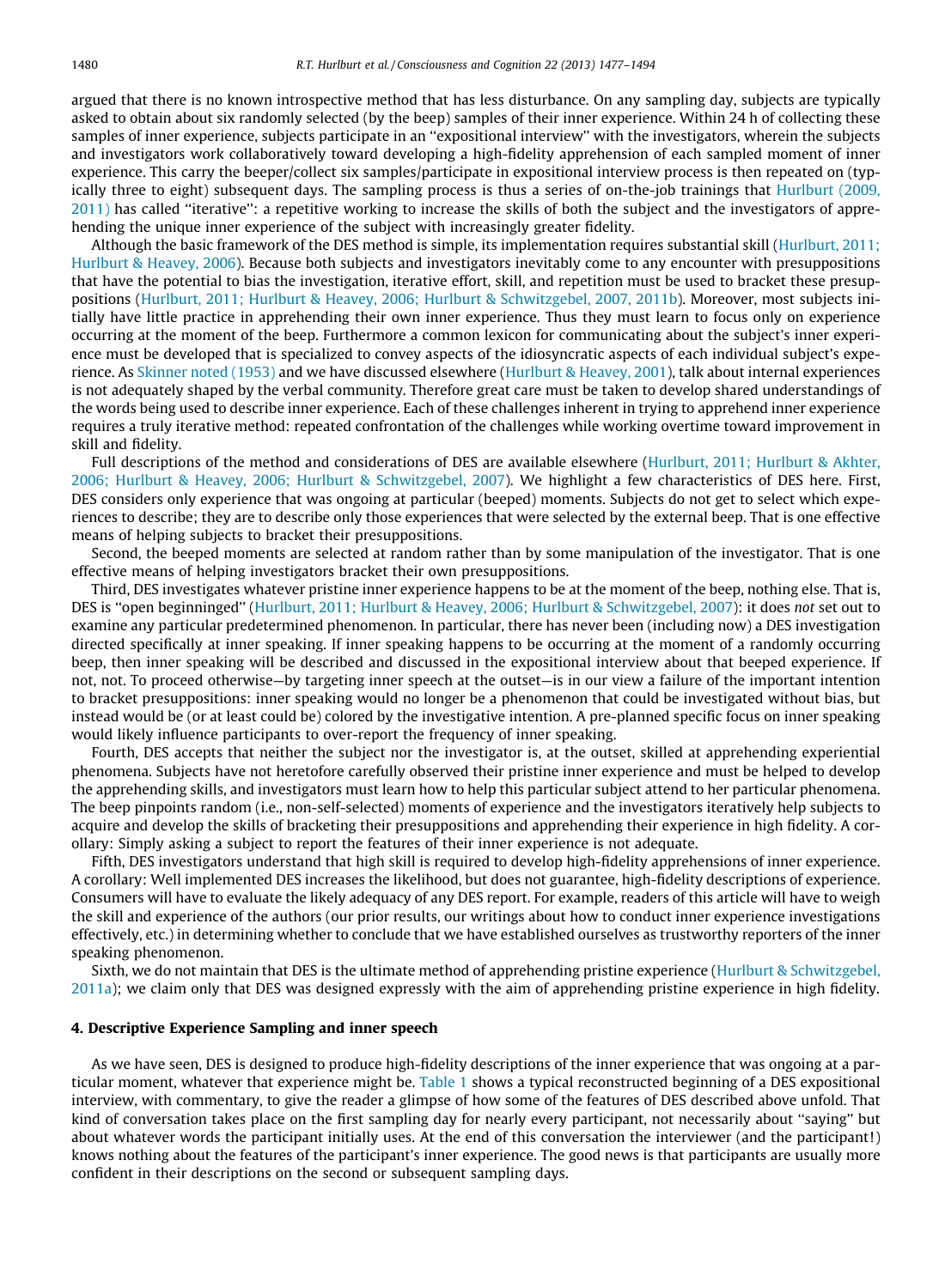argued that there is no known introspective method that has less disturbance. On any sampling day, subjects are typically asked to obtain about six randomly selected (by the beep) samples of their inner experience. Within 24 h of collecting these samples of inner experience, subjects participate in an ''expositional interview'' with the investigators, wherein the subjects and investigators work collaboratively toward developing a high-fidelity apprehension of each sampled moment of inner experience. This carry the beeper/collect six samples/participate in expositional interview process is then repeated on (typically three to eight) subsequent days. The sampling process is thus a series of on-the-job trainings that Hurlburt (2009, 2011) has called ''iterative'': a repetitive working to increase the skills of both the subject and the investigators of apprehending the unique inner experience of the subject with increasingly greater fidelity.

Although the basic framework of the DES method is simple, its implementation requires substantial skill (Hurlburt, 2011; Hurlburt & Heavey, 2006). Because both subjects and investigators inevitably come to any encounter with presuppositions that have the potential to bias the investigation, iterative effort, skill, and repetition must be used to bracket these presuppositions (Hurlburt, 2011; Hurlburt & Heavey, 2006; Hurlburt & Schwitzgebel, 2007, 2011b). Moreover, most subjects initially have little practice in apprehending their own inner experience. Thus they must learn to focus only on experience occurring at the moment of the beep. Furthermore a common lexicon for communicating about the subject's inner experience must be developed that is specialized to convey aspects of the idiosyncratic aspects of each individual subject's experience. As Skinner noted (1953) and we have discussed elsewhere (Hurlburt & Heavey, 2001), talk about internal experiences is not adequately shaped by the verbal community. Therefore great care must be taken to develop shared understandings of the words being used to describe inner experience. Each of these challenges inherent in trying to apprehend inner experience requires a truly iterative method: repeated confrontation of the challenges while working overtime toward improvement in skill and fidelity.

Full descriptions of the method and considerations of DES are available elsewhere (Hurlburt, 2011; Hurlburt & Akhter, 2006; Hurlburt & Heavey, 2006; Hurlburt & Schwitzgebel, 2007). We highlight a few characteristics of DES here. First, DES considers only experience that was ongoing at particular (beeped) moments. Subjects do not get to select which experiences to describe; they are to describe only those experiences that were selected by the external beep. That is one effective means of helping subjects to bracket their presuppositions.

Second, the beeped moments are selected at random rather than by some manipulation of the investigator. That is one effective means of helping investigators bracket their own presuppositions.

Third, DES investigates whatever pristine inner experience happens to be at the moment of the beep, nothing else. That is, DES is ''open beginninged'' (Hurlburt, 2011; Hurlburt & Heavey, 2006; Hurlburt & Schwitzgebel, 2007): it does *not* set out to examine any particular predetermined phenomenon. In particular, there has never been (including now) a DES investigation directed specifically at inner speaking. If inner speaking happens to be occurring at the moment of a randomly occurring beep, then inner speaking will be described and discussed in the expositional interview about that beeped experience. If not, not. To proceed otherwise—by targeting inner speech at the outset—is in our view a failure of the important intention to bracket presuppositions: inner speaking would no longer be a phenomenon that could be investigated without bias, but instead would be (or at least could be) colored by the investigative intention. A pre-planned specific focus on inner speaking would likely influence participants to over-report the frequency of inner speaking.

Fourth, DES accepts that neither the subject nor the investigator is, at the outset, skilled at apprehending experiential phenomena. Subjects have not heretofore carefully observed their pristine inner experience and must be helped to develop the apprehending skills, and investigators must learn how to help this particular subject attend to her particular phenomena. The beep pinpoints random (i.e., non-self-selected) moments of experience and the investigators iteratively help subjects to acquire and develop the skills of bracketing their presuppositions and apprehending their experience in high fidelity. A corollary: Simply asking a subject to report the features of their inner experience is not adequate.

Fifth, DES investigators understand that high skill is required to develop high-fidelity apprehensions of inner experience. A corollary: Well implemented DES increases the likelihood, but does not guarantee, high-fidelity descriptions of experience. Consumers will have to evaluate the likely adequacy of any DES report. For example, readers of this article will have to weigh the skill and experience of the authors (our prior results, our writings about how to conduct inner experience investigations effectively, etc.) in determining whether to conclude that we have established ourselves as trustworthy reporters of the inner speaking phenomenon.

Sixth, we do not maintain that DES is the ultimate method of apprehending pristine experience (Hurlburt & Schwitzgebel, 2011a); we claim only that DES was designed expressly with the aim of apprehending pristine experience in high fidelity.

## 4. Descriptive Experience Sampling and inner speech

As we have seen, DES is designed to produce high-fidelity descriptions of the inner experience that was ongoing at a particular moment, whatever that experience might be. Table 1 shows a typical reconstructed beginning of a DES expositional interview, with commentary, to give the reader a glimpse of how some of the features of DES described above unfold. That kind of conversation takes place on the first sampling day for nearly every participant, not necessarily about ''saying'' but about whatever words the participant initially uses. At the end of this conversation the interviewer (and the participant!) knows nothing about the features of the participant's inner experience. The good news is that participants are usually more confident in their descriptions on the second or subsequent sampling days.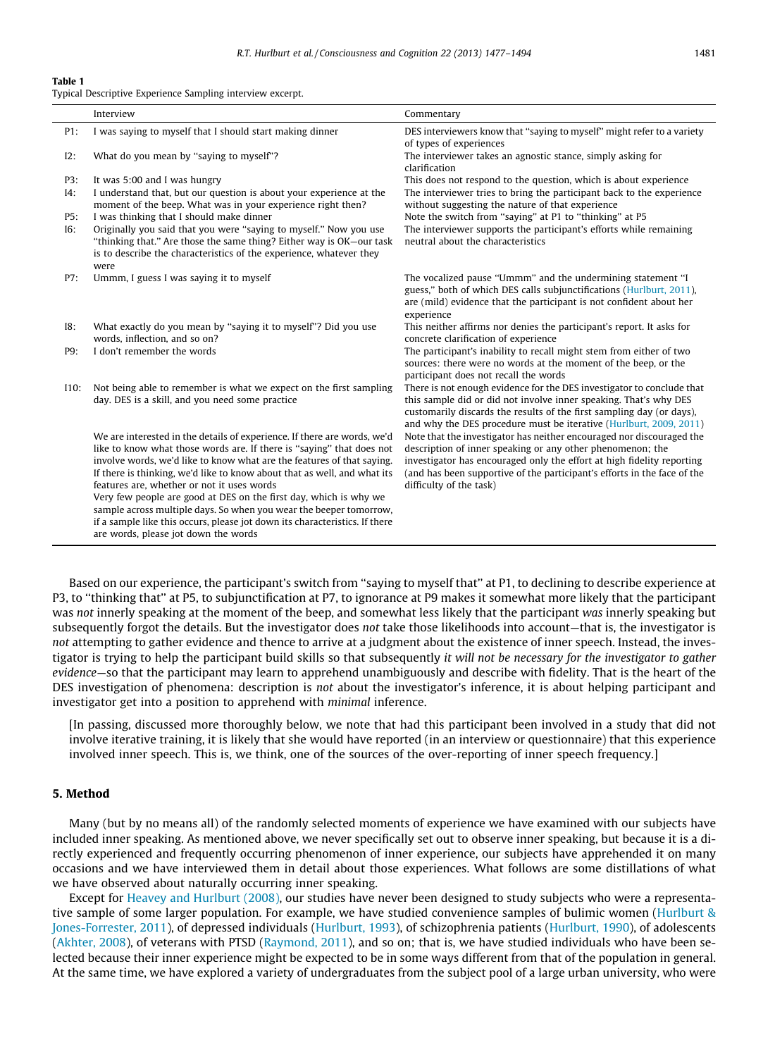**Table 1**
Typical Descriptive Experience Sampling interview excerpt.

| | Interview | Commentary |
|---|---|---|
| P1: | I was saying to myself that I should start making dinner | DES interviewers know that "saying to myself" might refer to a variety of types of experiences |
| I2: | What do you mean by "saying to myself"? | The interviewer takes an agnostic stance, simply asking for clarification |
| P3: | It was 5:00 and I was hungry | This does not respond to the question, which is about experience |
| I4: | I understand that, but our question is about your experience at the moment of the beep. What was in your experience right then? | The interviewer tries to bring the participant back to the experience without suggesting the nature of that experience |
| P5: | I was thinking that I should make dinner | Note the switch from "saying" at P1 to "thinking" at P5 |
| I6: | Originally you said that you were "saying to myself." Now you use "thinking that." Are those the same thing? Either way is OK—our task is to describe the characteristics of the experience, whatever they were | The interviewer supports the participant's efforts while remaining neutral about the characteristics |
| P7: | Ummm, I guess I was saying it to myself | The vocalized pause "Ummm" and the undermining statement "I guess," both of which DES calls subjunctifications (Hurlburt, 2011), are (mild) evidence that the participant is not confident about her experience |
| I8: | What exactly do you mean by "saying it to myself"? Did you use words, inflection, and so on? | This neither affirms nor denies the participant's report. It asks for concrete clarification of experience |
| P9: | I don't remember the words | The participant's inability to recall might stem from either of two sources: there were no words at the moment of the beep, or the participant does not recall the words |
| I10: | Not being able to remember is what we expect on the first sampling day. DES is a skill, and you need some practice | There is not enough evidence for the DES investigator to conclude that this sample did or did not involve inner speaking. That's why DES customarily discards the results of the first sampling day (or days), and why the DES procedure must be iterative (Hurlburt, 2009, 2011) |
| | We are interested in the details of experience. If there are words, we'd like to know what those words are. If there is "saying" that does not involve words, we'd like to know what are the features of that saying. If there is thinking, we'd like to know about that as well, and what its features are, whether or not it uses words<br>Very few people are good at DES on the first day, which is why we sample across multiple days. So when you wear the beeper tomorrow, if a sample like this occurs, please jot down its characteristics. If there are words, please jot down the words | Note that the investigator has neither encouraged nor discouraged the description of inner speaking or any other phenomenon; the investigator has encouraged only the effort at high fidelity reporting (and has been supportive of the participant's efforts in the face of the difficulty of the task) |

Based on our experience, the participant's switch from "saying to myself that" at P1, to declining to describe experience at P3, to "thinking that" at P5, to subjunctification at P7, to ignorance at P9 makes it somewhat more likely that the participant was *not* innerly speaking at the moment of the beep, and somewhat less likely that the participant *was* innerly speaking but subsequently forgot the details. But the investigator does *not* take those likelihoods into account—that is, the investigator is *not* attempting to gather evidence and thence to arrive at a judgment about the existence of inner speech. Instead, the investigator is trying to help the participant build skills so that subsequently *it will not be necessary for the investigator to gather evidence*—so that the participant may learn to apprehend unambiguously and describe with fidelity. That is the heart of the DES investigation of phenomena: description is *not* about the investigator's inference, it is about helping participant and investigator get into a position to apprehend with *minimal* inference.

[In passing, discussed more thoroughly below, we note that had this participant been involved in a study that did not involve iterative training, it is likely that she would have reported (in an interview or questionnaire) that this experience involved inner speech. This is, we think, one of the sources of the over-reporting of inner speech frequency.]

## 5. Method

Many (but by no means all) of the randomly selected moments of experience we have examined with our subjects have included inner speaking. As mentioned above, we never specifically set out to observe inner speaking, but because it is a directly experienced and frequently occurring phenomenon of inner experience, our subjects have apprehended it on many occasions and we have interviewed them in detail about those experiences. What follows are some distillations of what we have observed about naturally occurring inner speaking.

Except for Heavey and Hurlburt (2008), our studies have never been designed to study subjects who were a representative sample of some larger population. For example, we have studied convenience samples of bulimic women (Hurlburt & Jones-Forrester, 2011), of depressed individuals (Hurlburt, 1993), of schizophrenia patients (Hurlburt, 1990), of adolescents (Akhter, 2008), of veterans with PTSD (Raymond, 2011), and so on; that is, we have studied individuals who have been selected because their inner experience might be expected to be in some ways different from that of the population in general. At the same time, we have explored a variety of undergraduates from the subject pool of a large urban university, who were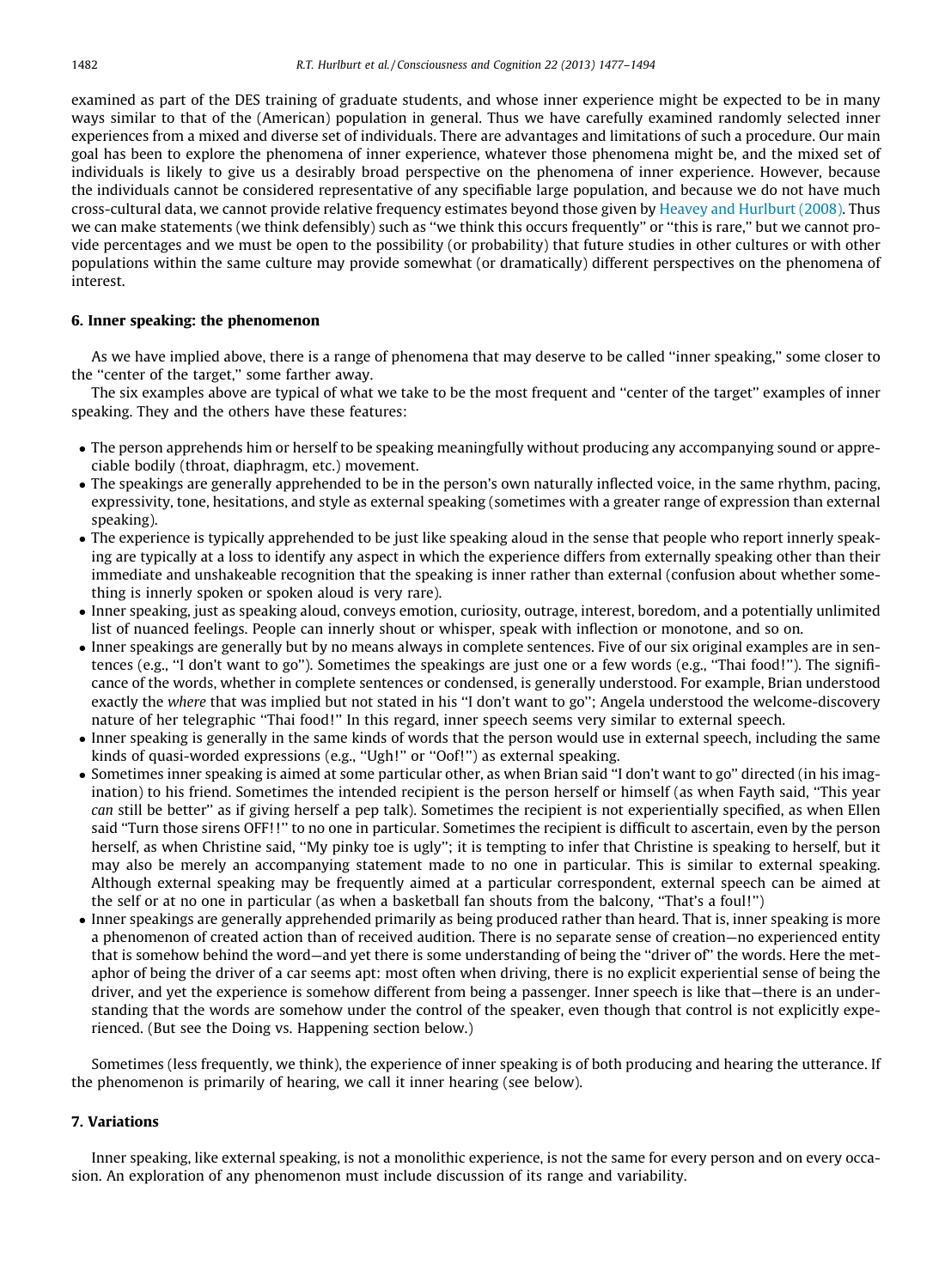examined as part of the DES training of graduate students, and whose inner experience might be expected to be in many ways similar to that of the (American) population in general. Thus we have carefully examined randomly selected inner experiences from a mixed and diverse set of individuals. There are advantages and limitations of such a procedure. Our main goal has been to explore the phenomena of inner experience, whatever those phenomena might be, and the mixed set of individuals is likely to give us a desirably broad perspective on the phenomena of inner experience. However, because the individuals cannot be considered representative of any specifiable large population, and because we do not have much cross-cultural data, we cannot provide relative frequency estimates beyond those given by Heavey and Hurlburt (2008). Thus we can make statements (we think defensibly) such as "we think this occurs frequently" or "this is rare," but we cannot provide percentages and we must be open to the possibility (or probability) that future studies in other cultures or with other populations within the same culture may provide somewhat (or dramatically) different perspectives on the phenomena of interest.

## 6. Inner speaking: the phenomenon

As we have implied above, there is a range of phenomena that may deserve to be called "inner speaking," some closer to the "center of the target," some farther away.

The six examples above are typical of what we take to be the most frequent and "center of the target" examples of inner speaking. They and the others have these features:

- The person apprehends him or herself to be speaking meaningfully without producing any accompanying sound or appreciable bodily (throat, diaphragm, etc.) movement.
- The speakings are generally apprehended to be in the person's own naturally inflected voice, in the same rhythm, pacing, expressivity, tone, hesitations, and style as external speaking (sometimes with a greater range of expression than external speaking).
- The experience is typically apprehended to be just like speaking aloud in the sense that people who report innerly speaking are typically at a loss to identify any aspect in which the experience differs from externally speaking other than their immediate and unshakeable recognition that the speaking is inner rather than external (confusion about whether something is innerly spoken or spoken aloud is very rare).
- Inner speaking, just as speaking aloud, conveys emotion, curiosity, outrage, interest, boredom, and a potentially unlimited list of nuanced feelings. People can innerly shout or whisper, speak with inflection or monotone, and so on.
- Inner speakings are generally but by no means always in complete sentences. Five of our six original examples are in sentences (e.g., "I don't want to go"). Sometimes the speakings are just one or a few words (e.g., "Thai food!"). The significance of the words, whether in complete sentences or condensed, is generally understood. For example, Brian understood exactly the *where* that was implied but not stated in his "I don't want to go"; Angela understood the welcome-discovery nature of her telegraphic "Thai food!" In this regard, inner speech seems very similar to external speech.
- Inner speaking is generally in the same kinds of words that the person would use in external speech, including the same kinds of quasi-worded expressions (e.g., "Ugh!" or "Oof!") as external speaking.
- Sometimes inner speaking is aimed at some particular other, as when Brian said "I don't want to go" directed (in his imagination) to his friend. Sometimes the intended recipient is the person herself or himself (as when Fayth said, "This year *can* still be better" as if giving herself a pep talk). Sometimes the recipient is not experientially specified, as when Ellen said "Turn those sirens OFF!!" to no one in particular. Sometimes the recipient is difficult to ascertain, even by the person herself, as when Christine said, "My pinky toe is ugly"; it is tempting to infer that Christine is speaking to herself, but it may also be merely an accompanying statement made to no one in particular. This is similar to external speaking. Although external speaking may be frequently aimed at a particular correspondent, external speech can be aimed at the self or at no one in particular (as when a basketball fan shouts from the balcony, "That's a foul!")
- Inner speakings are generally apprehended primarily as being produced rather than heard. That is, inner speaking is more a phenomenon of created action than of received audition. There is no separate sense of creation—no experienced entity that is somehow behind the word—and yet there is some understanding of being the "driver of" the words. Here the metaphor of being the driver of a car seems apt: most often when driving, there is no explicit experiential sense of being the driver, and yet the experience is somehow different from being a passenger. Inner speech is like that—there is an understanding that the words are somehow under the control of the speaker, even though that control is not explicitly experienced. (But see the Doing vs. Happening section below.)

Sometimes (less frequently, we think), the experience of inner speaking is of both producing and hearing the utterance. If the phenomenon is primarily of hearing, we call it inner hearing (see below).

## 7. Variations

Inner speaking, like external speaking, is not a monolithic experience, is not the same for every person and on every occasion. An exploration of any phenomenon must include discussion of its range and variability.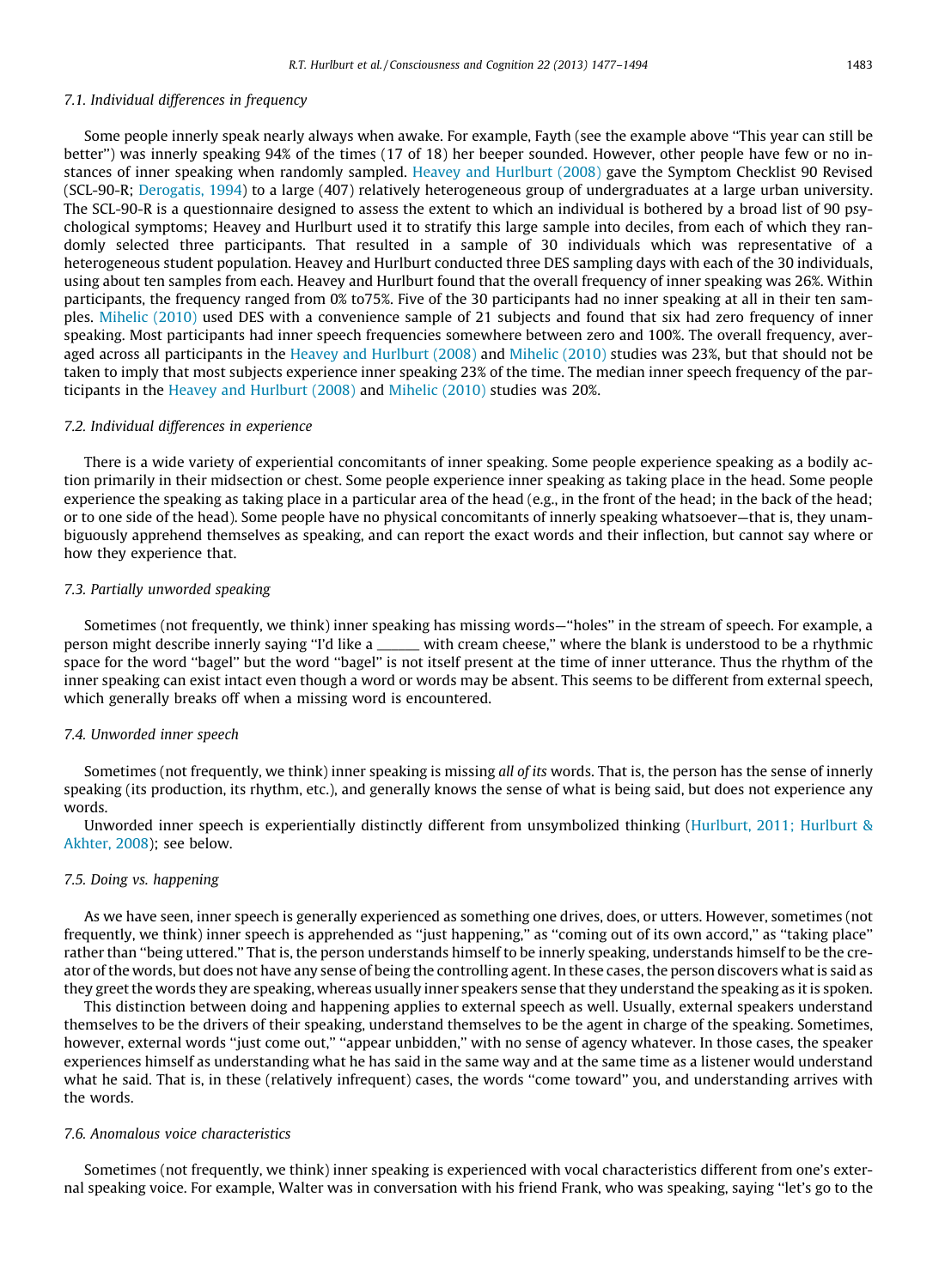### 7.1. Individual differences in frequency

Some people innerly speak nearly always when awake. For example, Fayth (see the example above ''This year can still be better'') was innerly speaking 94% of the times (17 of 18) her beeper sounded. However, other people have few or no instances of inner speaking when randomly sampled. Heavey and Hurlburt (2008) gave the Symptom Checklist 90 Revised (SCL-90-R; Derogatis, 1994) to a large (407) relatively heterogeneous group of undergraduates at a large urban university. The SCL-90-R is a questionnaire designed to assess the extent to which an individual is bothered by a broad list of 90 psychological symptoms; Heavey and Hurlburt used it to stratify this large sample into deciles, from each of which they randomly selected three participants. That resulted in a sample of 30 individuals which was representative of a heterogeneous student population. Heavey and Hurlburt conducted three DES sampling days with each of the 30 individuals, using about ten samples from each. Heavey and Hurlburt found that the overall frequency of inner speaking was 26%. Within participants, the frequency ranged from 0% to75%. Five of the 30 participants had no inner speaking at all in their ten samples. Mihelic (2010) used DES with a convenience sample of 21 subjects and found that six had zero frequency of inner speaking. Most participants had inner speech frequencies somewhere between zero and 100%. The overall frequency, averaged across all participants in the Heavey and Hurlburt (2008) and Mihelic (2010) studies was 23%, but that should not be taken to imply that most subjects experience inner speaking 23% of the time. The median inner speech frequency of the participants in the Heavey and Hurlburt (2008) and Mihelic (2010) studies was 20%.

### 7.2. Individual differences in experience

There is a wide variety of experiential concomitants of inner speaking. Some people experience speaking as a bodily action primarily in their midsection or chest. Some people experience inner speaking as taking place in the head. Some people experience the speaking as taking place in a particular area of the head (e.g., in the front of the head; in the back of the head; or to one side of the head). Some people have no physical concomitants of innerly speaking whatsoever—that is, they unambiguously apprehend themselves as speaking, and can report the exact words and their inflection, but cannot say where or how they experience that.

### 7.3. Partially unworded speaking

Sometimes (not frequently, we think) inner speaking has missing words—''holes'' in the stream of speech. For example, a person might describe innerly saying ''I'd like a ______ with cream cheese,'' where the blank is understood to be a rhythmic space for the word ''bagel'' but the word ''bagel'' is not itself present at the time of inner utterance. Thus the rhythm of the inner speaking can exist intact even though a word or words may be absent. This seems to be different from external speech, which generally breaks off when a missing word is encountered.

### 7.4. Unworded inner speech

Sometimes (not frequently, we think) inner speaking is missing *all of its* words. That is, the person has the sense of innerly speaking (its production, its rhythm, etc.), and generally knows the sense of what is being said, but does not experience any words.

Unworded inner speech is experientially distinctly different from unsymbolized thinking (Hurlburt, 2011; Hurlburt & Akhter, 2008); see below.

### 7.5. Doing vs. happening

As we have seen, inner speech is generally experienced as something one drives, does, or utters. However, sometimes (not frequently, we think) inner speech is apprehended as ''just happening,'' as ''coming out of its own accord,'' as ''taking place'' rather than ''being uttered.'' That is, the person understands himself to be innerly speaking, understands himself to be the creator of the words, but does not have any sense of being the controlling agent. In these cases, the person discovers what is said as they greet the words they are speaking, whereas usually inner speakers sense that they understand the speaking as it is spoken.

This distinction between doing and happening applies to external speech as well. Usually, external speakers understand themselves to be the drivers of their speaking, understand themselves to be the agent in charge of the speaking. Sometimes, however, external words ''just come out,'' ''appear unbidden,'' with no sense of agency whatever. In those cases, the speaker experiences himself as understanding what he has said in the same way and at the same time as a listener would understand what he said. That is, in these (relatively infrequent) cases, the words ''come toward'' you, and understanding arrives with the words.

### 7.6. Anomalous voice characteristics

Sometimes (not frequently, we think) inner speaking is experienced with vocal characteristics different from one's external speaking voice. For example, Walter was in conversation with his friend Frank, who was speaking, saying ''let's go to the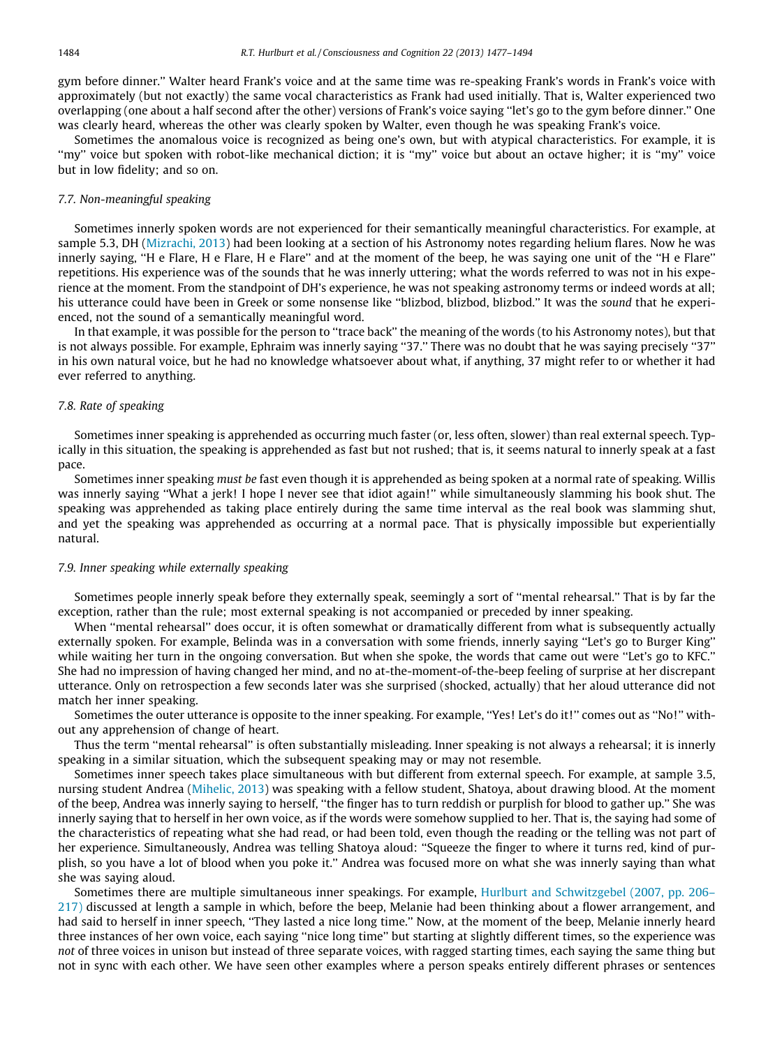gym before dinner." Walter heard Frank's voice and at the same time was re-speaking Frank's words in Frank's voice with approximately (but not exactly) the same vocal characteristics as Frank had used initially. That is, Walter experienced two overlapping (one about a half second after the other) versions of Frank's voice saying "let's go to the gym before dinner." One was clearly heard, whereas the other was clearly spoken by Walter, even though he was speaking Frank's voice.

Sometimes the anomalous voice is recognized as being one's own, but with atypical characteristics. For example, it is "my" voice but spoken with robot-like mechanical diction; it is "my" voice but about an octave higher; it is "my" voice but in low fidelity; and so on.

### 7.7. Non-meaningful speaking

Sometimes innerly spoken words are not experienced for their semantically meaningful characteristics. For example, at sample 5.3, DH (Mizrachi, 2013) had been looking at a section of his Astronomy notes regarding helium flares. Now he was innerly saying, "H e Flare, H e Flare, H e Flare" and at the moment of the beep, he was saying one unit of the "H e Flare" repetitions. His experience was of the sounds that he was innerly uttering; what the words referred to was not in his experience at the moment. From the standpoint of DH's experience, he was not speaking astronomy terms or indeed words at all; his utterance could have been in Greek or some nonsense like "blizbod, blizbod, blizbod." It was the *sound* that he experienced, not the sound of a semantically meaningful word.

In that example, it was possible for the person to "trace back" the meaning of the words (to his Astronomy notes), but that is not always possible. For example, Ephraim was innerly saying "37." There was no doubt that he was saying precisely "37" in his own natural voice, but he had no knowledge whatsoever about what, if anything, 37 might refer to or whether it had ever referred to anything.

### 7.8. Rate of speaking

Sometimes inner speaking is apprehended as occurring much faster (or, less often, slower) than real external speech. Typically in this situation, the speaking is apprehended as fast but not rushed; that is, it seems natural to innerly speak at a fast pace.

Sometimes inner speaking *must be* fast even though it is apprehended as being spoken at a normal rate of speaking. Willis was innerly saying "What a jerk! I hope I never see that idiot again!" while simultaneously slamming his book shut. The speaking was apprehended as taking place entirely during the same time interval as the real book was slamming shut, and yet the speaking was apprehended as occurring at a normal pace. That is physically impossible but experientially natural.

### 7.9. Inner speaking while externally speaking

Sometimes people innerly speak before they externally speak, seemingly a sort of "mental rehearsal." That is by far the exception, rather than the rule; most external speaking is not accompanied or preceded by inner speaking.

When "mental rehearsal" does occur, it is often somewhat or dramatically different from what is subsequently actually externally spoken. For example, Belinda was in a conversation with some friends, innerly saying "Let's go to Burger King" while waiting her turn in the ongoing conversation. But when she spoke, the words that came out were "Let's go to KFC." She had no impression of having changed her mind, and no at-the-moment-of-the-beep feeling of surprise at her discrepant utterance. Only on retrospection a few seconds later was she surprised (shocked, actually) that her aloud utterance did not match her inner speaking.

Sometimes the outer utterance is opposite to the inner speaking. For example, "Yes! Let's do it!" comes out as "No!" without any apprehension of change of heart.

Thus the term "mental rehearsal" is often substantially misleading. Inner speaking is not always a rehearsal; it is innerly speaking in a similar situation, which the subsequent speaking may or may not resemble.

Sometimes inner speech takes place simultaneous with but different from external speech. For example, at sample 3.5, nursing student Andrea (Mihelic, 2013) was speaking with a fellow student, Shatoya, about drawing blood. At the moment of the beep, Andrea was innerly saying to herself, "the finger has to turn reddish or purplish for blood to gather up." She was innerly saying that to herself in her own voice, as if the words were somehow supplied to her. That is, the saying had some of the characteristics of repeating what she had read, or had been told, even though the reading or the telling was not part of her experience. Simultaneously, Andrea was telling Shatoya aloud: "Squeeze the finger to where it turns red, kind of purplish, so you have a lot of blood when you poke it." Andrea was focused more on what she was innerly saying than what she was saying aloud.

Sometimes there are multiple simultaneous inner speakings. For example, Hurlburt and Schwitzgebel (2007, pp. 206–217) discussed at length a sample in which, before the beep, Melanie had been thinking about a flower arrangement, and had said to herself in inner speech, "They lasted a nice long time." Now, at the moment of the beep, Melanie innerly heard three instances of her own voice, each saying "nice long time" but starting at slightly different times, so the experience was *not* of three voices in unison but instead of three separate voices, with ragged starting times, each saying the same thing but not in sync with each other. We have seen other examples where a person speaks entirely different phrases or sentences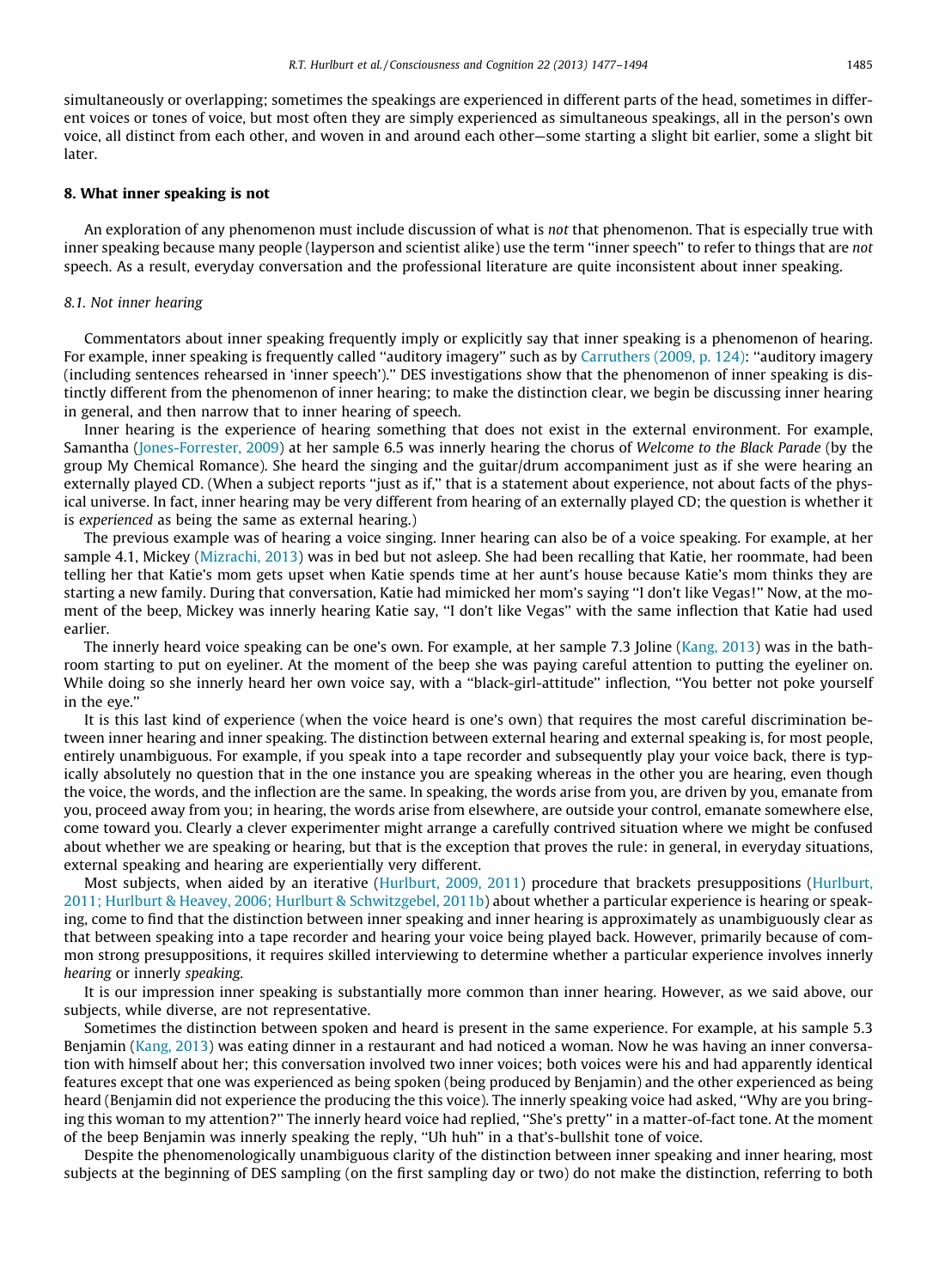simultaneously or overlapping; sometimes the speakings are experienced in different parts of the head, sometimes in different voices or tones of voice, but most often they are simply experienced as simultaneous speakings, all in the person's own voice, all distinct from each other, and woven in and around each other—some starting a slight bit earlier, some a slight bit later.

## 8. What inner speaking is not

An exploration of any phenomenon must include discussion of what is *not* that phenomenon. That is especially true with inner speaking because many people (layperson and scientist alike) use the term "inner speech" to refer to things that are *not* speech. As a result, everyday conversation and the professional literature are quite inconsistent about inner speaking.

### 8.1. Not inner hearing

Commentators about inner speaking frequently imply or explicitly say that inner speaking is a phenomenon of hearing. For example, inner speaking is frequently called "auditory imagery" such as by Carruthers (2009, p. 124): "auditory imagery (including sentences rehearsed in 'inner speech')." DES investigations show that the phenomenon of inner speaking is distinctly different from the phenomenon of inner hearing; to make the distinction clear, we begin be discussing inner hearing in general, and then narrow that to inner hearing of speech.

Inner hearing is the experience of hearing something that does not exist in the external environment. For example, Samantha (Jones-Forrester, 2009) at her sample 6.5 was innerly hearing the chorus of *Welcome to the Black Parade* (by the group My Chemical Romance). She heard the singing and the guitar/drum accompaniment just as if she were hearing an externally played CD. (When a subject reports "just as if," that is a statement about experience, not about facts of the physical universe. In fact, inner hearing may be very different from hearing of an externally played CD; the question is whether it is *experienced* as being the same as external hearing.)

The previous example was of hearing a voice singing. Inner hearing can also be of a voice speaking. For example, at her sample 4.1, Mickey (Mizrachi, 2013) was in bed but not asleep. She had been recalling that Katie, her roommate, had been telling her that Katie's mom gets upset when Katie spends time at her aunt's house because Katie's mom thinks they are starting a new family. During that conversation, Katie had mimicked her mom's saying "I don't like Vegas!" Now, at the moment of the beep, Mickey was innerly hearing Katie say, "I don't like Vegas" with the same inflection that Katie had used earlier.

The innerly heard voice speaking can be one's own. For example, at her sample 7.3 Joline (Kang, 2013) was in the bathroom starting to put on eyeliner. At the moment of the beep she was paying careful attention to putting the eyeliner on. While doing so she innerly heard her own voice say, with a "black-girl-attitude" inflection, "You better not poke yourself in the eye."

It is this last kind of experience (when the voice heard is one's own) that requires the most careful discrimination between inner hearing and inner speaking. The distinction between external hearing and external speaking is, for most people, entirely unambiguous. For example, if you speak into a tape recorder and subsequently play your voice back, there is typically absolutely no question that in the one instance you are speaking whereas in the other you are hearing, even though the voice, the words, and the inflection are the same. In speaking, the words arise from you, are driven by you, emanate from you, proceed away from you; in hearing, the words arise from elsewhere, are outside your control, emanate somewhere else, come toward you. Clearly a clever experimenter might arrange a carefully contrived situation where we might be confused about whether we are speaking or hearing, but that is the exception that proves the rule: in general, in everyday situations, external speaking and hearing are experientially very different.

Most subjects, when aided by an iterative (Hurlburt, 2009, 2011) procedure that brackets presuppositions (Hurlburt, 2011; Hurlburt & Heavey, 2006; Hurlburt & Schwitzgebel, 2011b) about whether a particular experience is hearing or speaking, come to find that the distinction between inner speaking and inner hearing is approximately as unambiguously clear as that between speaking into a tape recorder and hearing your voice being played back. However, primarily because of common strong presuppositions, it requires skilled interviewing to determine whether a particular experience involves innerly *hearing* or innerly *speaking*.

It is our impression inner speaking is substantially more common than inner hearing. However, as we said above, our subjects, while diverse, are not representative.

Sometimes the distinction between spoken and heard is present in the same experience. For example, at his sample 5.3 Benjamin (Kang, 2013) was eating dinner in a restaurant and had noticed a woman. Now he was having an inner conversation with himself about her; this conversation involved two inner voices; both voices were his and had apparently identical features except that one was experienced as being spoken (being produced by Benjamin) and the other experienced as being heard (Benjamin did not experience the producing the this voice). The innerly speaking voice had asked, "Why are you bringing this woman to my attention?" The innerly heard voice had replied, "She's pretty" in a matter-of-fact tone. At the moment of the beep Benjamin was innerly speaking the reply, "Uh huh" in a that's-bullshit tone of voice.

Despite the phenomenologically unambiguous clarity of the distinction between inner speaking and inner hearing, most subjects at the beginning of DES sampling (on the first sampling day or two) do not make the distinction, referring to both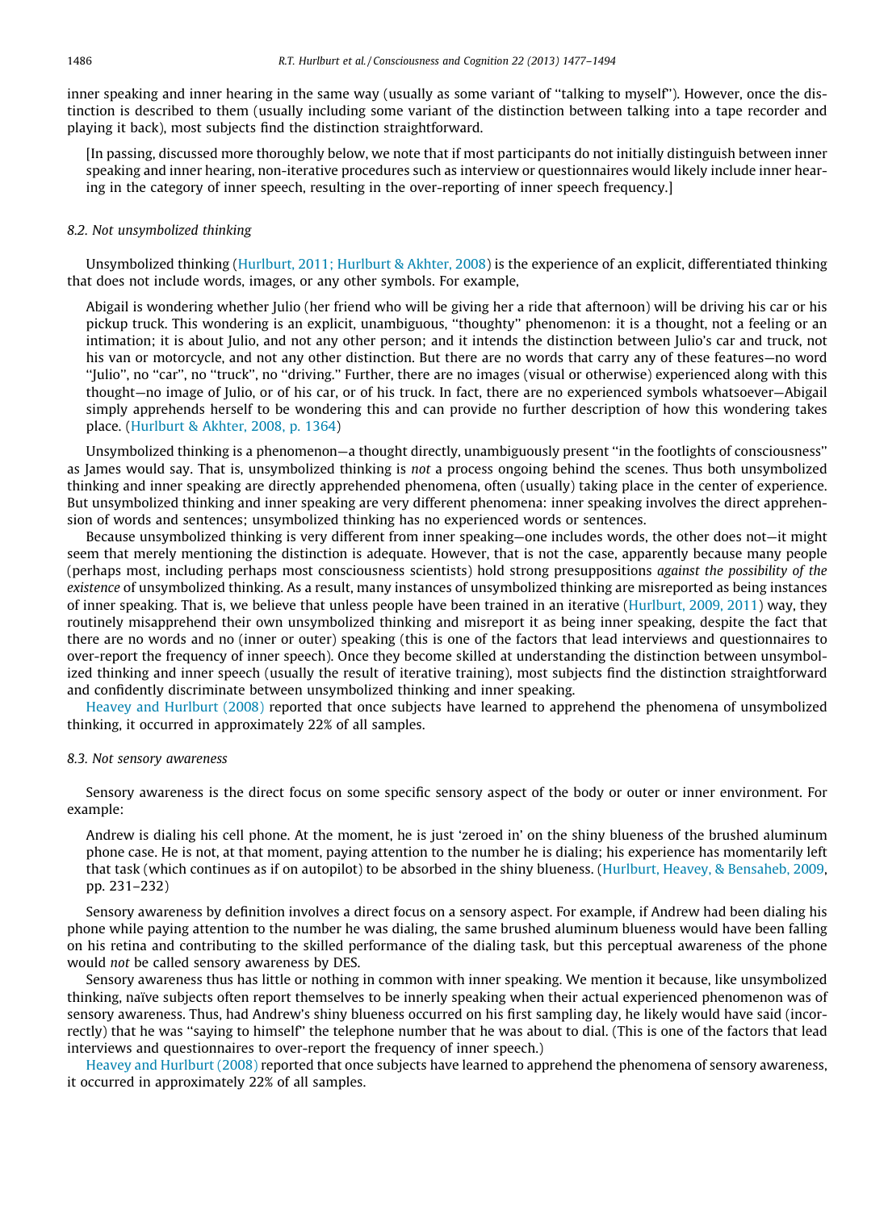inner speaking and inner hearing in the same way (usually as some variant of ''talking to myself''). However, once the distinction is described to them (usually including some variant of the distinction between talking into a tape recorder and playing it back), most subjects find the distinction straightforward.

[In passing, discussed more thoroughly below, we note that if most participants do not initially distinguish between inner speaking and inner hearing, non-iterative procedures such as interview or questionnaires would likely include inner hearing in the category of inner speech, resulting in the over-reporting of inner speech frequency.]

### 8.2. Not unsymbolized thinking

Unsymbolized thinking (Hurlburt, 2011; Hurlburt & Akhter, 2008) is the experience of an explicit, differentiated thinking that does not include words, images, or any other symbols. For example,

> Abigail is wondering whether Julio (her friend who will be giving her a ride that afternoon) will be driving his car or his pickup truck. This wondering is an explicit, unambiguous, ''thoughty'' phenomenon: it is a thought, not a feeling or an intimation; it is about Julio, and not any other person; and it intends the distinction between Julio's car and truck, not his van or motorcycle, and not any other distinction. But there are no words that carry any of these features—no word ''Julio'', no ''car'', no ''truck'', no ''driving.'' Further, there are no images (visual or otherwise) experienced along with this thought—no image of Julio, or of his car, or of his truck. In fact, there are no experienced symbols whatsoever—Abigail simply apprehends herself to be wondering this and can provide no further description of how this wondering takes place. (Hurlburt & Akhter, 2008, p. 1364)

Unsymbolized thinking is a phenomenon—a thought directly, unambiguously present ''in the footlights of consciousness'' as James would say. That is, unsymbolized thinking is *not* a process ongoing behind the scenes. Thus both unsymbolized thinking and inner speaking are directly apprehended phenomena, often (usually) taking place in the center of experience. But unsymbolized thinking and inner speaking are very different phenomena: inner speaking involves the direct apprehension of words and sentences; unsymbolized thinking has no experienced words or sentences.

Because unsymbolized thinking is very different from inner speaking—one includes words, the other does not—it might seem that merely mentioning the distinction is adequate. However, that is not the case, apparently because many people (perhaps most, including perhaps most consciousness scientists) hold strong presuppositions *against the possibility of the existence* of unsymbolized thinking. As a result, many instances of unsymbolized thinking are misreported as being instances of inner speaking. That is, we believe that unless people have been trained in an iterative (Hurlburt, 2009, 2011) way, they routinely misapprehend their own unsymbolized thinking and misreport it as being inner speaking, despite the fact that there are no words and no (inner or outer) speaking (this is one of the factors that lead interviews and questionnaires to over-report the frequency of inner speech). Once they become skilled at understanding the distinction between unsymbolized thinking and inner speech (usually the result of iterative training), most subjects find the distinction straightforward and confidently discriminate between unsymbolized thinking and inner speaking.

Heavey and Hurlburt (2008) reported that once subjects have learned to apprehend the phenomena of unsymbolized thinking, it occurred in approximately 22% of all samples.

### 8.3. Not sensory awareness

Sensory awareness is the direct focus on some specific sensory aspect of the body or outer or inner environment. For example:

> Andrew is dialing his cell phone. At the moment, he is just 'zeroed in' on the shiny blueness of the brushed aluminum phone case. He is not, at that moment, paying attention to the number he is dialing; his experience has momentarily left that task (which continues as if on autopilot) to be absorbed in the shiny blueness. (Hurlburt, Heavey, & Bensaheb, 2009, pp. 231–232)

Sensory awareness by definition involves a direct focus on a sensory aspect. For example, if Andrew had been dialing his phone while paying attention to the number he was dialing, the same brushed aluminum blueness would have been falling on his retina and contributing to the skilled performance of the dialing task, but this perceptual awareness of the phone would *not* be called sensory awareness by DES.

Sensory awareness thus has little or nothing in common with inner speaking. We mention it because, like unsymbolized thinking, naïve subjects often report themselves to be innerly speaking when their actual experienced phenomenon was of sensory awareness. Thus, had Andrew's shiny blueness occurred on his first sampling day, he likely would have said (incorrectly) that he was ''saying to himself'' the telephone number that he was about to dial. (This is one of the factors that lead interviews and questionnaires to over-report the frequency of inner speech.)

Heavey and Hurlburt (2008) reported that once subjects have learned to apprehend the phenomena of sensory awareness, it occurred in approximately 22% of all samples.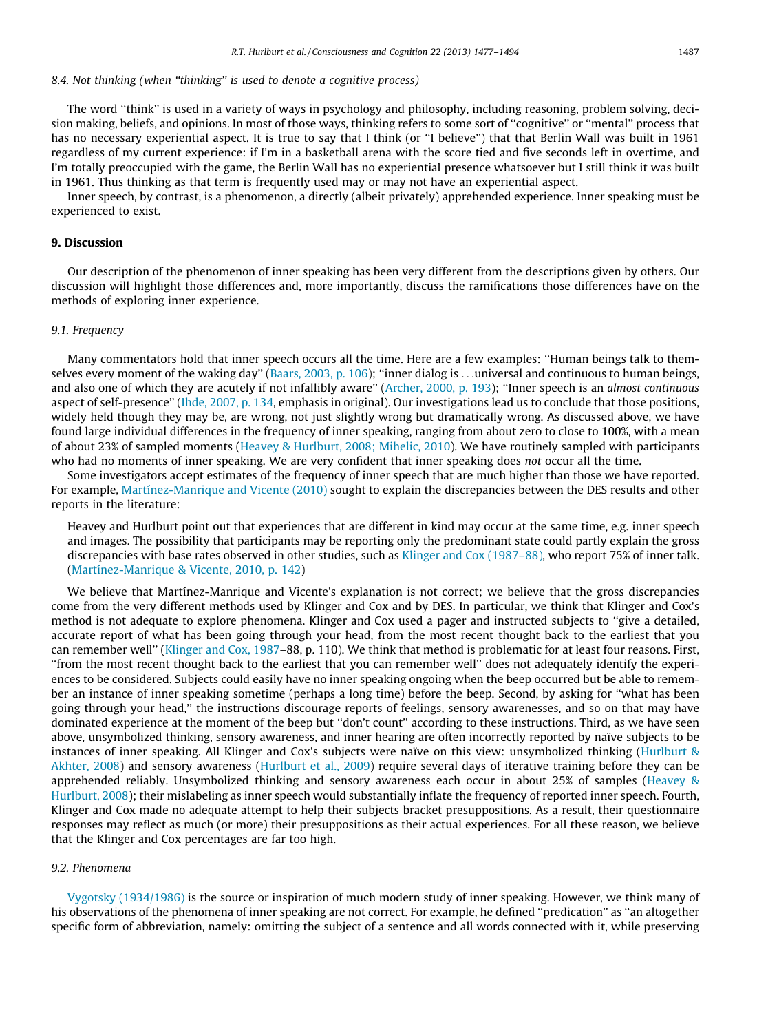### 8.4. Not thinking (when "thinking" is used to denote a cognitive process)

The word "think" is used in a variety of ways in psychology and philosophy, including reasoning, problem solving, decision making, beliefs, and opinions. In most of those ways, thinking refers to some sort of "cognitive" or "mental" process that has no necessary experiential aspect. It is true to say that I think (or "I believe") that that Berlin Wall was built in 1961 regardless of my current experience: if I'm in a basketball arena with the score tied and five seconds left in overtime, and I'm totally preoccupied with the game, the Berlin Wall has no experiential presence whatsoever but I still think it was built in 1961. Thus thinking as that term is frequently used may or may not have an experiential aspect.

Inner speech, by contrast, is a phenomenon, a directly (albeit privately) apprehended experience. Inner speaking must be experienced to exist.

## 9. Discussion

Our description of the phenomenon of inner speaking has been very different from the descriptions given by others. Our discussion will highlight those differences and, more importantly, discuss the ramifications those differences have on the methods of exploring inner experience.

### 9.1. Frequency

Many commentators hold that inner speech occurs all the time. Here are a few examples: "Human beings talk to themselves every moment of the waking day" (Baars, 2003, p. 106); "inner dialog is . . .universal and continuous to human beings, and also one of which they are acutely if not infallibly aware" (Archer, 2000, p. 193); "Inner speech is an *almost continuous* aspect of self-presence" (Ihde, 2007, p. 134, emphasis in original). Our investigations lead us to conclude that those positions, widely held though they may be, are wrong, not just slightly wrong but dramatically wrong. As discussed above, we have found large individual differences in the frequency of inner speaking, ranging from about zero to close to 100%, with a mean of about 23% of sampled moments (Heavey & Hurlburt, 2008; Mihelic, 2010). We have routinely sampled with participants who had no moments of inner speaking. We are very confident that inner speaking does *not* occur all the time.

Some investigators accept estimates of the frequency of inner speech that are much higher than those we have reported. For example, Martínez-Manrique and Vicente (2010) sought to explain the discrepancies between the DES results and other reports in the literature:

> Heavey and Hurlburt point out that experiences that are different in kind may occur at the same time, e.g. inner speech and images. The possibility that participants may be reporting only the predominant state could partly explain the gross discrepancies with base rates observed in other studies, such as Klinger and Cox (1987–88), who report 75% of inner talk. (Martínez-Manrique & Vicente, 2010, p. 142)

We believe that Martínez-Manrique and Vicente's explanation is not correct; we believe that the gross discrepancies come from the very different methods used by Klinger and Cox and by DES. In particular, we think that Klinger and Cox's method is not adequate to explore phenomena. Klinger and Cox used a pager and instructed subjects to "give a detailed, accurate report of what has been going through your head, from the most recent thought back to the earliest that you can remember well" (Klinger and Cox, 1987–88, p. 110). We think that method is problematic for at least four reasons. First, "from the most recent thought back to the earliest that you can remember well" does not adequately identify the experiences to be considered. Subjects could easily have no inner speaking ongoing when the beep occurred but be able to remember an instance of inner speaking sometime (perhaps a long time) before the beep. Second, by asking for "what has been going through your head," the instructions discourage reports of feelings, sensory awarenesses, and so on that may have dominated experience at the moment of the beep but "don't count" according to these instructions. Third, as we have seen above, unsymbolized thinking, sensory awareness, and inner hearing are often incorrectly reported by naïve subjects to be instances of inner speaking. All Klinger and Cox's subjects were naïve on this view: unsymbolized thinking (Hurlburt & Akhter, 2008) and sensory awareness (Hurlburt et al., 2009) require several days of iterative training before they can be apprehended reliably. Unsymbolized thinking and sensory awareness each occur in about 25% of samples (Heavey & Hurlburt, 2008); their mislabeling as inner speech would substantially inflate the frequency of reported inner speech. Fourth, Klinger and Cox made no adequate attempt to help their subjects bracket presuppositions. As a result, their questionnaire responses may reflect as much (or more) their presuppositions as their actual experiences. For all these reason, we believe that the Klinger and Cox percentages are far too high.

### 9.2. Phenomena

Vygotsky (1934/1986) is the source or inspiration of much modern study of inner speaking. However, we think many of his observations of the phenomena of inner speaking are not correct. For example, he defined "predication" as "an altogether specific form of abbreviation, namely: omitting the subject of a sentence and all words connected with it, while preserving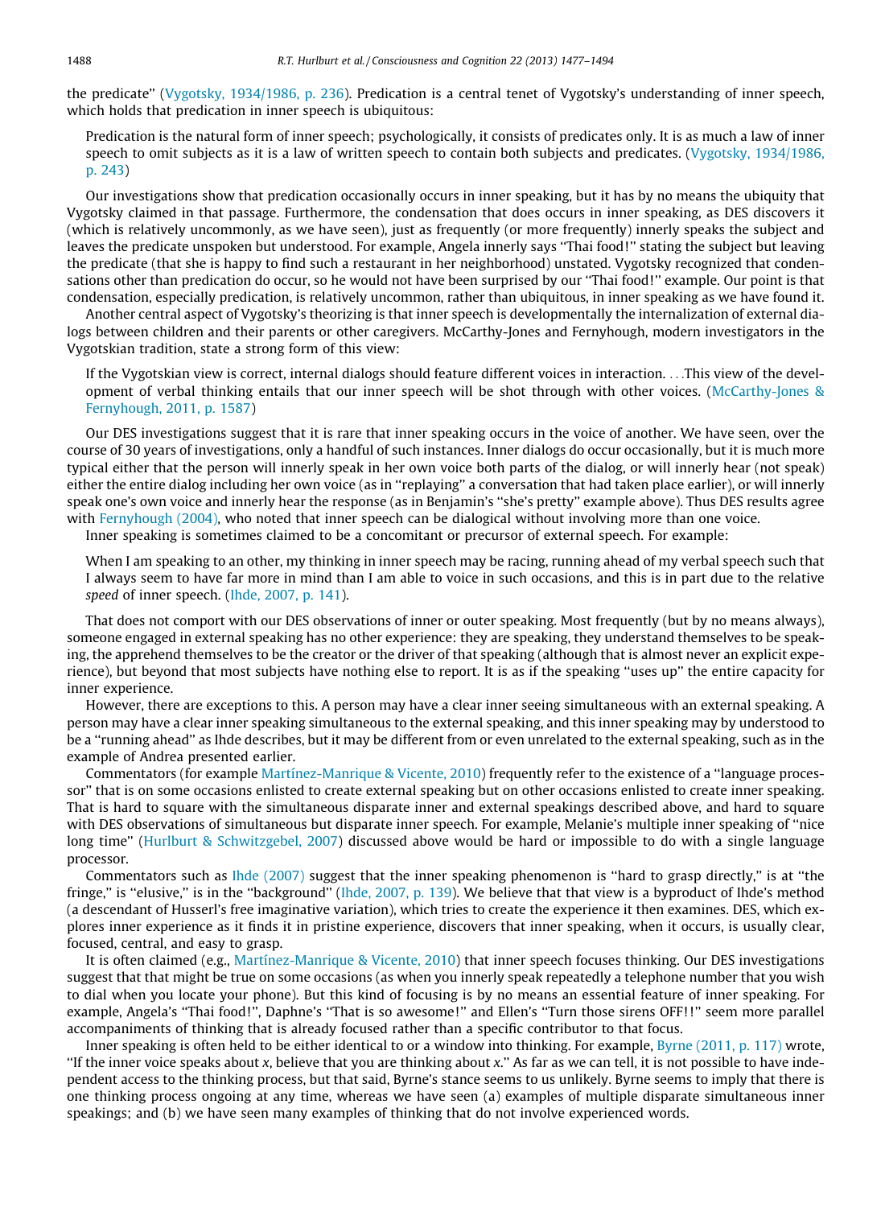the predicate" (Vygotsky, 1934/1986, p. 236). Predication is a central tenet of Vygotsky's understanding of inner speech, which holds that predication in inner speech is ubiquitous:

> Predication is the natural form of inner speech; psychologically, it consists of predicates only. It is as much a law of inner speech to omit subjects as it is a law of written speech to contain both subjects and predicates. (Vygotsky, 1934/1986, p. 243)

Our investigations show that predication occasionally occurs in inner speaking, but it has by no means the ubiquity that Vygotsky claimed in that passage. Furthermore, the condensation that does occurs in inner speaking, as DES discovers it (which is relatively uncommonly, as we have seen), just as frequently (or more frequently) innerly speaks the subject and leaves the predicate unspoken but understood. For example, Angela innerly says "Thai food!" stating the subject but leaving the predicate (that she is happy to find such a restaurant in her neighborhood) unstated. Vygotsky recognized that condensations other than predication do occur, so he would not have been surprised by our "Thai food!" example. Our point is that condensation, especially predication, is relatively uncommon, rather than ubiquitous, in inner speaking as we have found it.

Another central aspect of Vygotsky's theorizing is that inner speech is developmentally the internalization of external dialogs between children and their parents or other caregivers. McCarthy-Jones and Fernyhough, modern investigators in the Vygotskian tradition, state a strong form of this view:

> If the Vygotskian view is correct, internal dialogs should feature different voices in interaction. ...This view of the development of verbal thinking entails that our inner speech will be shot through with other voices. (McCarthy-Jones & Fernyhough, 2011, p. 1587)

Our DES investigations suggest that it is rare that inner speaking occurs in the voice of another. We have seen, over the course of 30 years of investigations, only a handful of such instances. Inner dialogs do occur occasionally, but it is much more typical either that the person will innerly speak in her own voice both parts of the dialog, or will innerly hear (not speak) either the entire dialog including her own voice (as in "replaying" a conversation that had taken place earlier), or will innerly speak one's own voice and innerly hear the response (as in Benjamin's "she's pretty" example above). Thus DES results agree with Fernyhough (2004), who noted that inner speech can be dialogical without involving more than one voice.

Inner speaking is sometimes claimed to be a concomitant or precursor of external speech. For example:

> When I am speaking to an other, my thinking in inner speech may be racing, running ahead of my verbal speech such that I always seem to have far more in mind than I am able to voice in such occasions, and this is in part due to the relative *speed* of inner speech. (Ihde, 2007, p. 141).

That does not comport with our DES observations of inner or outer speaking. Most frequently (but by no means always), someone engaged in external speaking has no other experience: they are speaking, they understand themselves to be speaking, the apprehend themselves to be the creator or the driver of that speaking (although that is almost never an explicit experience), but beyond that most subjects have nothing else to report. It is as if the speaking "uses up" the entire capacity for inner experience.

However, there are exceptions to this. A person may have a clear inner seeing simultaneous with an external speaking. A person may have a clear inner speaking simultaneous to the external speaking, and this inner speaking may by understood to be a "running ahead" as Ihde describes, but it may be different from or even unrelated to the external speaking, such as in the example of Andrea presented earlier.

Commentators (for example Martínez-Manrique & Vicente, 2010) frequently refer to the existence of a "language processor" that is on some occasions enlisted to create external speaking but on other occasions enlisted to create inner speaking. That is hard to square with the simultaneous disparate inner and external speakings described above, and hard to square with DES observations of simultaneous but disparate inner speech. For example, Melanie's multiple inner speaking of "nice long time" (Hurlburt & Schwitzgebel, 2007) discussed above would be hard or impossible to do with a single language processor.

Commentators such as Ihde (2007) suggest that the inner speaking phenomenon is "hard to grasp directly," is at "the fringe," is "elusive," is in the "background" (Ihde, 2007, p. 139). We believe that that view is a byproduct of Ihde's method (a descendant of Husserl's free imaginative variation), which tries to create the experience it then examines. DES, which explores inner experience as it finds it in pristine experience, discovers that inner speaking, when it occurs, is usually clear, focused, central, and easy to grasp.

It is often claimed (e.g., Martínez-Manrique & Vicente, 2010) that inner speech focuses thinking. Our DES investigations suggest that that might be true on some occasions (as when you innerly speak repeatedly a telephone number that you wish to dial when you locate your phone). But this kind of focusing is by no means an essential feature of inner speaking. For example, Angela's "Thai food!", Daphne's "That is so awesome!" and Ellen's "Turn those sirens OFF!!" seem more parallel accompaniments of thinking that is already focused rather than a specific contributor to that focus.

Inner speaking is often held to be either identical to or a window into thinking. For example, Byrne (2011, p. 117) wrote, "If the inner voice speaks about *x*, believe that you are thinking about *x*." As far as we can tell, it is not possible to have independent access to the thinking process, but that said, Byrne's stance seems to us unlikely. Byrne seems to imply that there is one thinking process ongoing at any time, whereas we have seen (a) examples of multiple disparate simultaneous inner speakings; and (b) we have seen many examples of thinking that do not involve experienced words.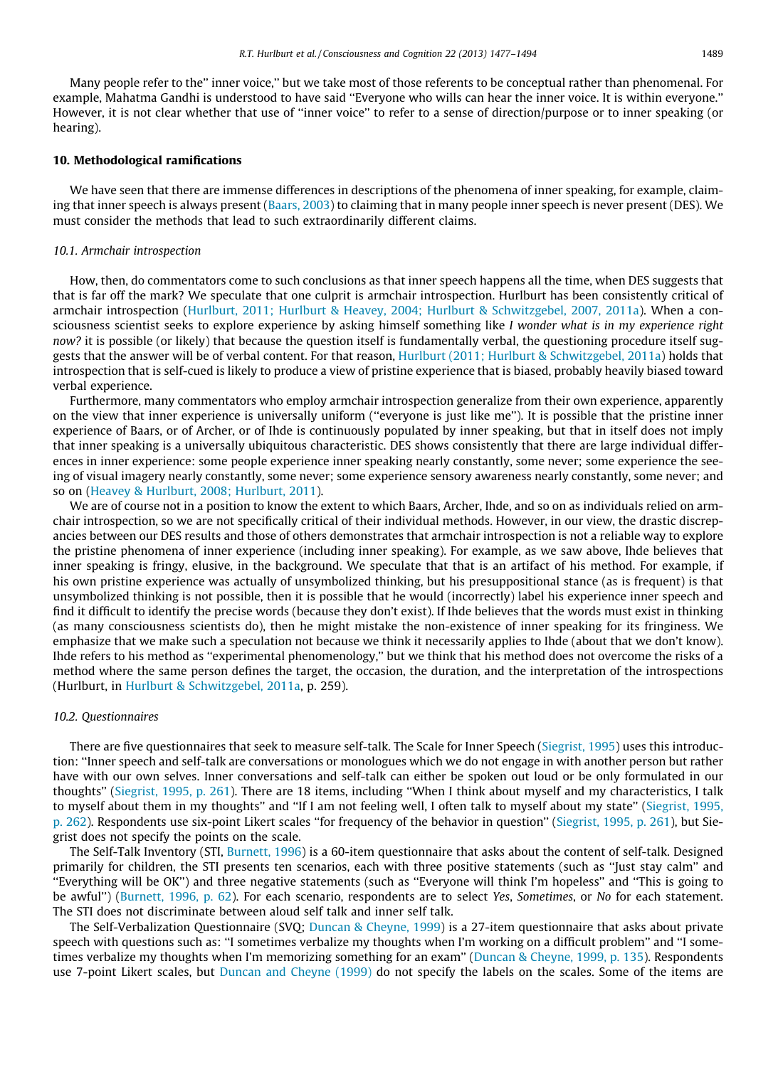Many people refer to the'' inner voice,'' but we take most of those referents to be conceptual rather than phenomenal. For example, Mahatma Gandhi is understood to have said ''Everyone who wills can hear the inner voice. It is within everyone.'' However, it is not clear whether that use of ''inner voice'' to refer to a sense of direction/purpose or to inner speaking (or hearing).

## 10. Methodological ramifications

We have seen that there are immense differences in descriptions of the phenomena of inner speaking, for example, claiming that inner speech is always present (Baars, 2003) to claiming that in many people inner speech is never present (DES). We must consider the methods that lead to such extraordinarily different claims.

### 10.1. Armchair introspection

How, then, do commentators come to such conclusions as that inner speech happens all the time, when DES suggests that that is far off the mark? We speculate that one culprit is armchair introspection. Hurlburt has been consistently critical of armchair introspection (Hurlburt, 2011; Hurlburt & Heavey, 2004; Hurlburt & Schwitzgebel, 2007, 2011a). When a consciousness scientist seeks to explore experience by asking himself something like *I wonder what is in my experience right now?* it is possible (or likely) that because the question itself is fundamentally verbal, the questioning procedure itself suggests that the answer will be of verbal content. For that reason, Hurlburt (2011; Hurlburt & Schwitzgebel, 2011a) holds that introspection that is self-cued is likely to produce a view of pristine experience that is biased, probably heavily biased toward verbal experience.

Furthermore, many commentators who employ armchair introspection generalize from their own experience, apparently on the view that inner experience is universally uniform (''everyone is just like me''). It is possible that the pristine inner experience of Baars, or of Archer, or of Ihde is continuously populated by inner speaking, but that in itself does not imply that inner speaking is a universally ubiquitous characteristic. DES shows consistently that there are large individual differences in inner experience: some people experience inner speaking nearly constantly, some never; some experience the seeing of visual imagery nearly constantly, some never; some experience sensory awareness nearly constantly, some never; and so on (Heavey & Hurlburt, 2008; Hurlburt, 2011).

We are of course not in a position to know the extent to which Baars, Archer, Ihde, and so on as individuals relied on armchair introspection, so we are not specifically critical of their individual methods. However, in our view, the drastic discrepancies between our DES results and those of others demonstrates that armchair introspection is not a reliable way to explore the pristine phenomena of inner experience (including inner speaking). For example, as we saw above, Ihde believes that inner speaking is fringy, elusive, in the background. We speculate that that is an artifact of his method. For example, if his own pristine experience was actually of unsymbolized thinking, but his presuppositional stance (as is frequent) is that unsymbolized thinking is not possible, then it is possible that he would (incorrectly) label his experience inner speech and find it difficult to identify the precise words (because they don't exist). If Ihde believes that the words must exist in thinking (as many consciousness scientists do), then he might mistake the non-existence of inner speaking for its fringiness. We emphasize that we make such a speculation not because we think it necessarily applies to Ihde (about that we don't know). Ihde refers to his method as ''experimental phenomenology,'' but we think that his method does not overcome the risks of a method where the same person defines the target, the occasion, the duration, and the interpretation of the introspections (Hurlburt, in Hurlburt & Schwitzgebel, 2011a, p. 259).

### 10.2. Questionnaires

There are five questionnaires that seek to measure self-talk. The Scale for Inner Speech (Siegrist, 1995) uses this introduction: ''Inner speech and self-talk are conversations or monologues which we do not engage in with another person but rather have with our own selves. Inner conversations and self-talk can either be spoken out loud or be only formulated in our thoughts'' (Siegrist, 1995, p. 261). There are 18 items, including ''When I think about myself and my characteristics, I talk to myself about them in my thoughts'' and ''If I am not feeling well, I often talk to myself about my state'' (Siegrist, 1995, p. 262). Respondents use six-point Likert scales ''for frequency of the behavior in question'' (Siegrist, 1995, p. 261), but Siegrist does not specify the points on the scale.

The Self-Talk Inventory (STI, Burnett, 1996) is a 60-item questionnaire that asks about the content of self-talk. Designed primarily for children, the STI presents ten scenarios, each with three positive statements (such as ''Just stay calm'' and ''Everything will be OK'') and three negative statements (such as ''Everyone will think I'm hopeless'' and ''This is going to be awful'') (Burnett, 1996, p. 62). For each scenario, respondents are to select *Yes*, *Sometimes*, or *No* for each statement. The STI does not discriminate between aloud self talk and inner self talk.

The Self-Verbalization Questionnaire (SVQ; Duncan & Cheyne, 1999) is a 27-item questionnaire that asks about private speech with questions such as: ''I sometimes verbalize my thoughts when I'm working on a difficult problem'' and ''I sometimes verbalize my thoughts when I'm memorizing something for an exam'' (Duncan & Cheyne, 1999, p. 135). Respondents use 7-point Likert scales, but Duncan and Cheyne (1999) do not specify the labels on the scales. Some of the items are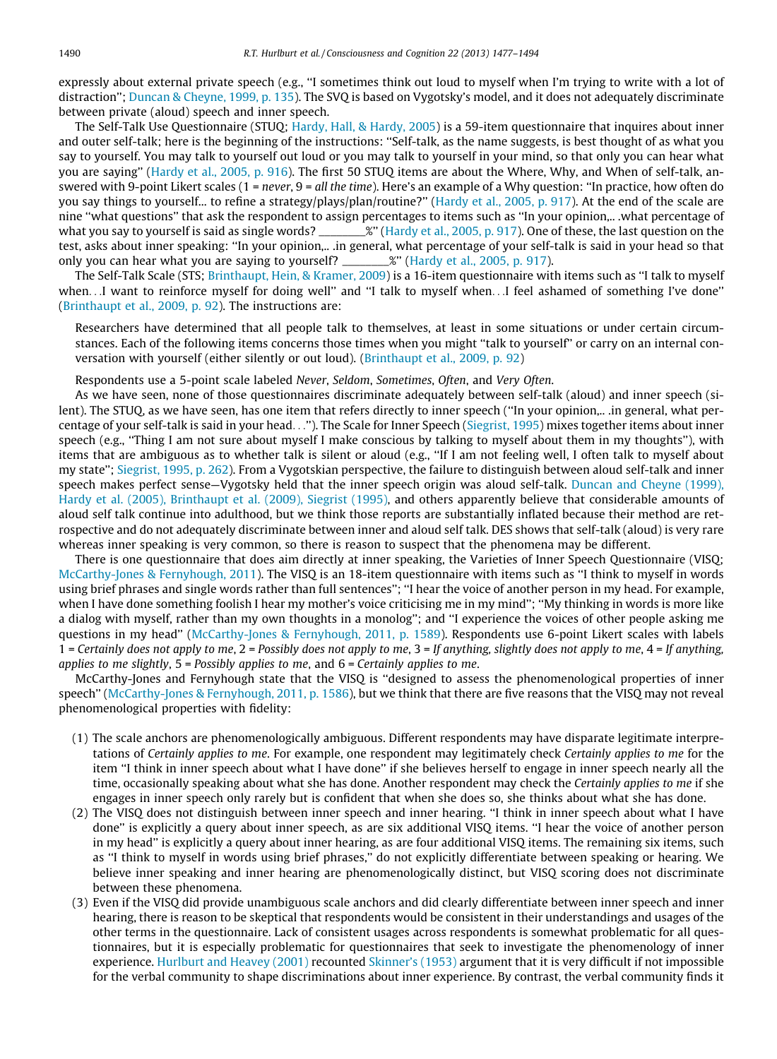expressly about external private speech (e.g., "I sometimes think out loud to myself when I'm trying to write with a lot of distraction"; Duncan & Cheyne, 1999, p. 135). The SVQ is based on Vygotsky's model, and it does not adequately discriminate between private (aloud) speech and inner speech.

The Self-Talk Use Questionnaire (STUQ; Hardy, Hall, & Hardy, 2005) is a 59-item questionnaire that inquires about inner and outer self-talk; here is the beginning of the instructions: "Self-talk, as the name suggests, is best thought of as what you say to yourself. You may talk to yourself out loud or you may talk to yourself in your mind, so that only you can hear what you are saying" (Hardy et al., 2005, p. 916). The first 50 STUQ items are about the Where, Why, and When of self-talk, answered with 9-point Likert scales (1 = *never*, 9 = *all the time*). Here's an example of a Why question: "In practice, how often do you say things to yourself... to refine a strategy/plays/plan/routine?" (Hardy et al., 2005, p. 917). At the end of the scale are nine "what questions" that ask the respondent to assign percentages to items such as "In your opinion,.. .what percentage of what you say to yourself is said as single words? ________%" (Hardy et al., 2005, p. 917). One of these, the last question on the test, asks about inner speaking: "In your opinion,.. .in general, what percentage of your self-talk is said in your head so that only you can hear what you are saying to yourself? ________%" (Hardy et al., 2005, p. 917).

The Self-Talk Scale (STS; Brinthaupt, Hein, & Kramer, 2009) is a 16-item questionnaire with items such as "I talk to myself when...I want to reinforce myself for doing well" and "I talk to myself when...I feel ashamed of something I've done" (Brinthaupt et al., 2009, p. 92). The instructions are:

> Researchers have determined that all people talk to themselves, at least in some situations or under certain circumstances. Each of the following items concerns those times when you might "talk to yourself" or carry on an internal conversation with yourself (either silently or out loud). (Brinthaupt et al., 2009, p. 92)

Respondents use a 5-point scale labeled *Never*, *Seldom*, *Sometimes*, *Often*, and *Very Often*.

As we have seen, none of those questionnaires discriminate adequately between self-talk (aloud) and inner speech (silent). The STUQ, as we have seen, has one item that refers directly to inner speech ("In your opinion,.. .in general, what percentage of your self-talk is said in your head..."). The Scale for Inner Speech (Siegrist, 1995) mixes together items about inner speech (e.g., "Thing I am not sure about myself I make conscious by talking to myself about them in my thoughts"), with items that are ambiguous as to whether talk is silent or aloud (e.g., "If I am not feeling well, I often talk to myself about my state"; Siegrist, 1995, p. 262). From a Vygotskian perspective, the failure to distinguish between aloud self-talk and inner speech makes perfect sense—Vygotsky held that the inner speech origin was aloud self-talk. Duncan and Cheyne (1999), Hardy et al. (2005), Brinthaupt et al. (2009), Siegrist (1995), and others apparently believe that considerable amounts of aloud self talk continue into adulthood, but we think those reports are substantially inflated because their method are retrospective and do not adequately discriminate between inner and aloud self talk. DES shows that self-talk (aloud) is very rare whereas inner speaking is very common, so there is reason to suspect that the phenomena may be different.

There is one questionnaire that does aim directly at inner speaking, the Varieties of Inner Speech Questionnaire (VISQ; McCarthy-Jones & Fernyhough, 2011). The VISQ is an 18-item questionnaire with items such as "I think to myself in words using brief phrases and single words rather than full sentences"; "I hear the voice of another person in my head. For example, when I have done something foolish I hear my mother's voice criticising me in my mind"; "My thinking in words is more like a dialog with myself, rather than my own thoughts in a monolog"; and "I experience the voices of other people asking me questions in my head" (McCarthy-Jones & Fernyhough, 2011, p. 1589). Respondents use 6-point Likert scales with labels 1 = *Certainly does not apply to me*, 2 = *Possibly does not apply to me*, 3 = *If anything, slightly does not apply to me*, 4 = *If anything, applies to me slightly*, 5 = *Possibly applies to me*, and 6 = *Certainly applies to me*.

McCarthy-Jones and Fernyhough state that the VISQ is "designed to assess the phenomenological properties of inner speech" (McCarthy-Jones & Fernyhough, 2011, p. 1586), but we think that there are five reasons that the VISQ may not reveal phenomenological properties with fidelity:

(1) The scale anchors are phenomenologically ambiguous. Different respondents may have disparate legitimate interpretations of *Certainly applies to me*. For example, one respondent may legitimately check *Certainly applies to me* for the item "I think in inner speech about what I have done" if she believes herself to engage in inner speech nearly all the time, occasionally speaking about what she has done. Another respondent may check the *Certainly applies to me* if she engages in inner speech only rarely but is confident that when she does so, she thinks about what she has done.

(2) The VISQ does not distinguish between inner speech and inner hearing. "I think in inner speech about what I have done" is explicitly a query about inner speech, as are six additional VISQ items. "I hear the voice of another person in my head" is explicitly a query about inner hearing, as are four additional VISQ items. The remaining six items, such as "I think to myself in words using brief phrases," do not explicitly differentiate between speaking or hearing. We believe inner speaking and inner hearing are phenomenologically distinct, but VISQ scoring does not discriminate between these phenomena.

(3) Even if the VISQ did provide unambiguous scale anchors and did clearly differentiate between inner speech and inner hearing, there is reason to be skeptical that respondents would be consistent in their understandings and usages of the other terms in the questionnaire. Lack of consistent usages across respondents is somewhat problematic for all questionnaires, but it is especially problematic for questionnaires that seek to investigate the phenomenology of inner experience. Hurlburt and Heavey (2001) recounted Skinner's (1953) argument that it is very difficult if not impossible for the verbal community to shape discriminations about inner experience. By contrast, the verbal community finds it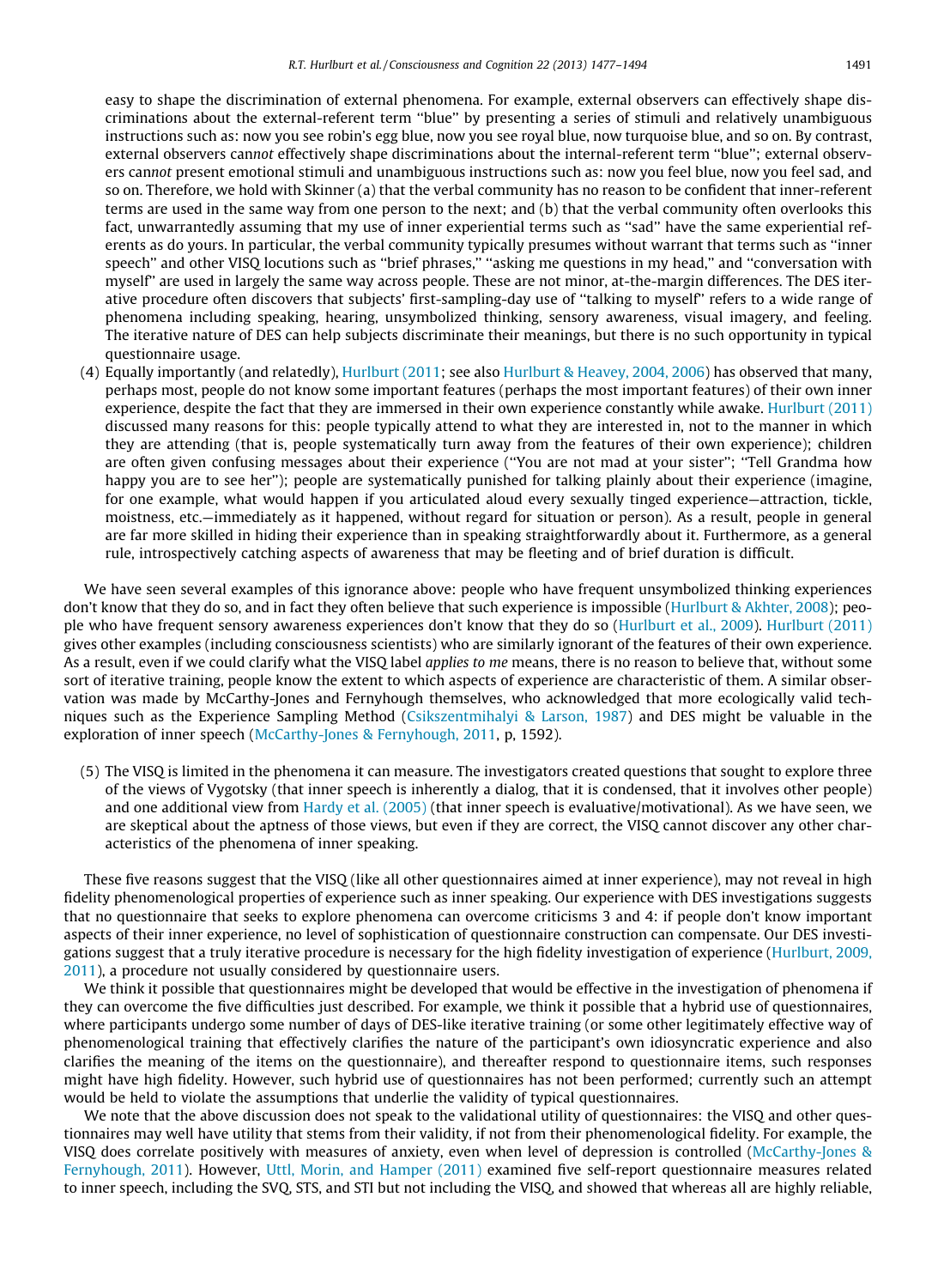easy to shape the discrimination of external phenomena. For example, external observers can effectively shape discriminations about the external-referent term ''blue'' by presenting a series of stimuli and relatively unambiguous instructions such as: now you see robin's egg blue, now you see royal blue, now turquoise blue, and so on. By contrast, external observers can*not* effectively shape discriminations about the internal-referent term ''blue''; external observers can*not* present emotional stimuli and unambiguous instructions such as: now you feel blue, now you feel sad, and so on. Therefore, we hold with Skinner (a) that the verbal community has no reason to be confident that inner-referent terms are used in the same way from one person to the next; and (b) that the verbal community often overlooks this fact, unwarrantedly assuming that my use of inner experiential terms such as ''sad'' have the same experiential referents as do yours. In particular, the verbal community typically presumes without warrant that terms such as ''inner speech'' and other VISQ locutions such as ''brief phrases,'' ''asking me questions in my head,'' and ''conversation with myself'' are used in largely the same way across people. These are not minor, at-the-margin differences. The DES iterative procedure often discovers that subjects' first-sampling-day use of ''talking to myself'' refers to a wide range of phenomena including speaking, hearing, unsymbolized thinking, sensory awareness, visual imagery, and feeling. The iterative nature of DES can help subjects discriminate their meanings, but there is no such opportunity in typical questionnaire usage.

(4) Equally importantly (and relatedly), Hurlburt (2011; see also Hurlburt & Heavey, 2004, 2006) has observed that many, perhaps most, people do not know some important features (perhaps the most important features) of their own inner experience, despite the fact that they are immersed in their own experience constantly while awake. Hurlburt (2011) discussed many reasons for this: people typically attend to what they are interested in, not to the manner in which they are attending (that is, people systematically turn away from the features of their own experience); children are often given confusing messages about their experience (''You are not mad at your sister''; ''Tell Grandma how happy you are to see her''); people are systematically punished for talking plainly about their experience (imagine, for one example, what would happen if you articulated aloud every sexually tinged experience—attraction, tickle, moistness, etc.—immediately as it happened, without regard for situation or person). As a result, people in general are far more skilled in hiding their experience than in speaking straightforwardly about it. Furthermore, as a general rule, introspectively catching aspects of awareness that may be fleeting and of brief duration is difficult.

We have seen several examples of this ignorance above: people who have frequent unsymbolized thinking experiences don't know that they do so, and in fact they often believe that such experience is impossible (Hurlburt & Akhter, 2008); people who have frequent sensory awareness experiences don't know that they do so (Hurlburt et al., 2009). Hurlburt (2011) gives other examples (including consciousness scientists) who are similarly ignorant of the features of their own experience. As a result, even if we could clarify what the VISQ label *applies to me* means, there is no reason to believe that, without some sort of iterative training, people know the extent to which aspects of experience are characteristic of them. A similar observation was made by McCarthy-Jones and Fernyhough themselves, who acknowledged that more ecologically valid techniques such as the Experience Sampling Method (Csikszentmihalyi & Larson, 1987) and DES might be valuable in the exploration of inner speech (McCarthy-Jones & Fernyhough, 2011, p, 1592).

(5) The VISQ is limited in the phenomena it can measure. The investigators created questions that sought to explore three of the views of Vygotsky (that inner speech is inherently a dialog, that it is condensed, that it involves other people) and one additional view from Hardy et al. (2005) (that inner speech is evaluative/motivational). As we have seen, we are skeptical about the aptness of those views, but even if they are correct, the VISQ cannot discover any other characteristics of the phenomena of inner speaking.

These five reasons suggest that the VISQ (like all other questionnaires aimed at inner experience), may not reveal in high fidelity phenomenological properties of experience such as inner speaking. Our experience with DES investigations suggests that no questionnaire that seeks to explore phenomena can overcome criticisms 3 and 4: if people don't know important aspects of their inner experience, no level of sophistication of questionnaire construction can compensate. Our DES investigations suggest that a truly iterative procedure is necessary for the high fidelity investigation of experience (Hurlburt, 2009, 2011), a procedure not usually considered by questionnaire users.

We think it possible that questionnaires might be developed that would be effective in the investigation of phenomena if they can overcome the five difficulties just described. For example, we think it possible that a hybrid use of questionnaires, where participants undergo some number of days of DES-like iterative training (or some other legitimately effective way of phenomenological training that effectively clarifies the nature of the participant's own idiosyncratic experience and also clarifies the meaning of the items on the questionnaire), and thereafter respond to questionnaire items, such responses might have high fidelity. However, such hybrid use of questionnaires has not been performed; currently such an attempt would be held to violate the assumptions that underlie the validity of typical questionnaires.

We note that the above discussion does not speak to the validational utility of questionnaires: the VISQ and other questionnaires may well have utility that stems from their validity, if not from their phenomenological fidelity. For example, the VISQ does correlate positively with measures of anxiety, even when level of depression is controlled (McCarthy-Jones & Fernyhough, 2011). However, Uttl, Morin, and Hamper (2011) examined five self-report questionnaire measures related to inner speech, including the SVQ, STS, and STI but not including the VISQ, and showed that whereas all are highly reliable,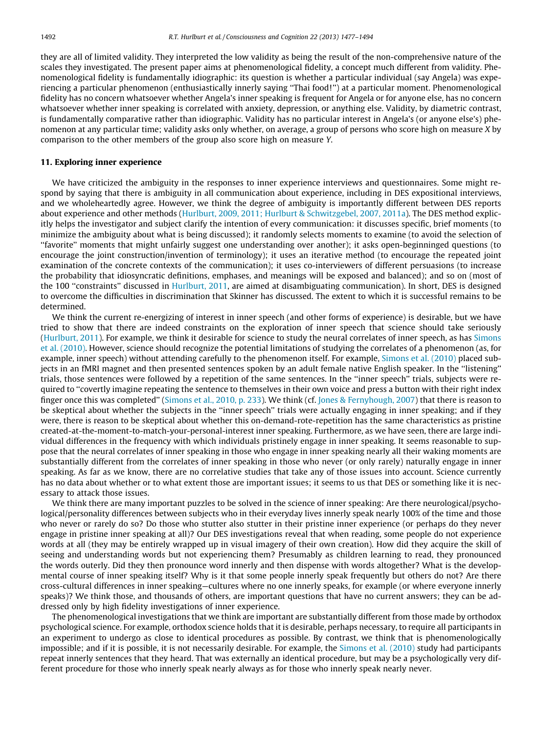they are all of limited validity. They interpreted the low validity as being the result of the non-comprehensive nature of the scales they investigated. The present paper aims at phenomenological fidelity, a concept much different from validity. Phenomenological fidelity is fundamentally idiographic: its question is whether a particular individual (say Angela) was experiencing a particular phenomenon (enthusiastically innerly saying "Thai food!") at a particular moment. Phenomenological fidelity has no concern whatsoever whether Angela's inner speaking is frequent for Angela or for anyone else, has no concern whatsoever whether inner speaking is correlated with anxiety, depression, or anything else. Validity, by diametric contrast, is fundamentally comparative rather than idiographic. Validity has no particular interest in Angela's (or anyone else's) phenomenon at any particular time; validity asks only whether, on average, a group of persons who score high on measure *X* by comparison to the other members of the group also score high on measure *Y*.

## 11. Exploring inner experience

We have criticized the ambiguity in the responses to inner experience interviews and questionnaires. Some might respond by saying that there is ambiguity in all communication about experience, including in DES expositional interviews, and we wholeheartedly agree. However, we think the degree of ambiguity is importantly different between DES reports about experience and other methods (Hurlburt, 2009, 2011; Hurlburt & Schwitzgebel, 2007, 2011a). The DES method explicitly helps the investigator and subject clarify the intention of every communication: it discusses specific, brief moments (to minimize the ambiguity about what is being discussed); it randomly selects moments to examine (to avoid the selection of "favorite" moments that might unfairly suggest one understanding over another); it asks open-beginninged questions (to encourage the joint construction/invention of terminology); it uses an iterative method (to encourage the repeated joint examination of the concrete contexts of the communication); it uses co-interviewers of different persuasions (to increase the probability that idiosyncratic definitions, emphases, and meanings will be exposed and balanced); and so on (most of the 100 "constraints" discussed in Hurlburt, 2011, are aimed at disambiguating communication). In short, DES is designed to overcome the difficulties in discrimination that Skinner has discussed. The extent to which it is successful remains to be determined.

We think the current re-energizing of interest in inner speech (and other forms of experience) is desirable, but we have tried to show that there are indeed constraints on the exploration of inner speech that science should take seriously (Hurlburt, 2011). For example, we think it desirable for science to study the neural correlates of inner speech, as has Simons et al. (2010). However, science should recognize the potential limitations of studying the correlates of a phenomenon (as, for example, inner speech) without attending carefully to the phenomenon itself. For example, Simons et al. (2010) placed subjects in an fMRI magnet and then presented sentences spoken by an adult female native English speaker. In the "listening" trials, those sentences were followed by a repetition of the same sentences. In the "inner speech" trials, subjects were required to "covertly imagine repeating the sentence to themselves in their own voice and press a button with their right index finger once this was completed" (Simons et al., 2010, p. 233). We think (cf. Jones & Fernyhough, 2007) that there is reason to be skeptical about whether the subjects in the "inner speech" trials were actually engaging in inner speaking; and if they were, there is reason to be skeptical about whether this on-demand-rote-repetition has the same characteristics as pristine created-at-the-moment-to-match-your-personal-interest inner speaking. Furthermore, as we have seen, there are large individual differences in the frequency with which individuals pristinely engage in inner speaking. It seems reasonable to suppose that the neural correlates of inner speaking in those who engage in inner speaking nearly all their waking moments are substantially different from the correlates of inner speaking in those who never (or only rarely) naturally engage in inner speaking. As far as we know, there are no correlative studies that take any of those issues into account. Science currently has no data about whether or to what extent those are important issues; it seems to us that DES or something like it is necessary to attack those issues.

We think there are many important puzzles to be solved in the science of inner speaking: Are there neurological/psychological/personality differences between subjects who in their everyday lives innerly speak nearly 100% of the time and those who never or rarely do so? Do those who stutter also stutter in their pristine inner experience (or perhaps do they never engage in pristine inner speaking at all)? Our DES investigations reveal that when reading, some people do not experience words at all (they may be entirely wrapped up in visual imagery of their own creation). How did they acquire the skill of seeing and understanding words but not experiencing them? Presumably as children learning to read, they pronounced the words outerly. Did they then pronounce word innerly and then dispense with words altogether? What is the developmental course of inner speaking itself? Why is it that some people innerly speak frequently but others do not? Are there cross-cultural differences in inner speaking—cultures where no one innerly speaks, for example (or where everyone innerly speaks)? We think those, and thousands of others, are important questions that have no current answers; they can be addressed only by high fidelity investigations of inner experience.

The phenomenological investigations that we think are important are substantially different from those made by orthodox psychological science. For example, orthodox science holds that it is desirable, perhaps necessary, to require all participants in an experiment to undergo as close to identical procedures as possible. By contrast, we think that is phenomenologically impossible; and if it is possible, it is not necessarily desirable. For example, the Simons et al. (2010) study had participants repeat innerly sentences that they heard. That was externally an identical procedure, but may be a psychologically very different procedure for those who innerly speak nearly always as for those who innerly speak nearly never.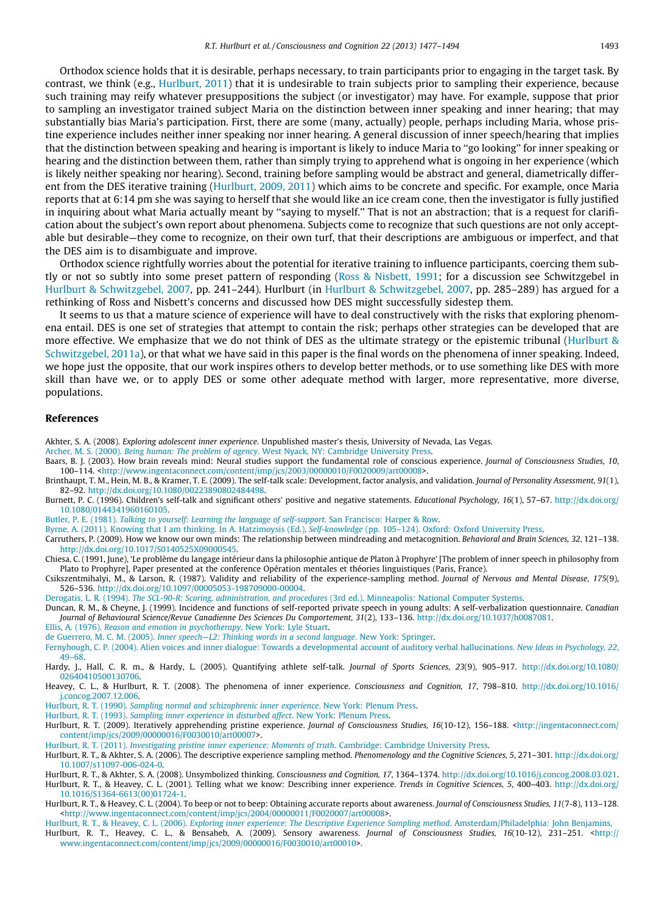Orthodox science holds that it is desirable, perhaps necessary, to train participants prior to engaging in the target task. By contrast, we think (e.g., Hurlburt, 2011) that it is undesirable to train subjects prior to sampling their experience, because such training may reify whatever presuppositions the subject (or investigator) may have. For example, suppose that prior to sampling an investigator trained subject Maria on the distinction between inner speaking and inner hearing; that may substantially bias Maria's participation. First, there are some (many, actually) people, perhaps including Maria, whose pristine experience includes neither inner speaking nor inner hearing. A general discussion of inner speech/hearing that implies that the distinction between speaking and hearing is important is likely to induce Maria to ''go looking'' for inner speaking or hearing and the distinction between them, rather than simply trying to apprehend what is ongoing in her experience (which is likely neither speaking nor hearing). Second, training before sampling would be abstract and general, diametrically different from the DES iterative training (Hurlburt, 2009, 2011) which aims to be concrete and specific. For example, once Maria reports that at 6:14 pm she was saying to herself that she would like an ice cream cone, then the investigator is fully justified in inquiring about what Maria actually meant by ''saying to myself.'' That is not an abstraction; that is a request for clarification about the subject's own report about phenomena. Subjects come to recognize that such questions are not only acceptable but desirable—they come to recognize, on their own turf, that their descriptions are ambiguous or imperfect, and that the DES aim is to disambiguate and improve.

Orthodox science rightfully worries about the potential for iterative training to influence participants, coercing them subtly or not so subtly into some preset pattern of responding (Ross & Nisbett, 1991; for a discussion see Schwitzgebel in Hurlburt & Schwitzgebel, 2007, pp. 241–244). Hurlburt (in Hurlburt & Schwitzgebel, 2007, pp. 285–289) has argued for a rethinking of Ross and Nisbett's concerns and discussed how DES might successfully sidestep them.

It seems to us that a mature science of experience will have to deal constructively with the risks that exploring phenomena entail. DES is one set of strategies that attempt to contain the risk; perhaps other strategies can be developed that are more effective. We emphasize that we do not think of DES as the ultimate strategy or the epistemic tribunal (Hurlburt & Schwitzgebel, 2011a), or that what we have said in this paper is the final words on the phenomena of inner speaking. Indeed, we hope just the opposite, that our work inspires others to develop better methods, or to use something like DES with more skill than have we, or to apply DES or some other adequate method with larger, more representative, more diverse, populations.

## References

Akhter, S. A. (2008). *Exploring adolescent inner experience*. Unpublished master's thesis, University of Nevada, Las Vegas.

Archer, M. S. (2000). *Being human: The problem of agency*. West Nyack, NY: Cambridge University Press.

Baars, B. J. (2003). How brain reveals mind: Neural studies support the fundamental role of conscious experience. *Journal of Consciousness Studies, 10*, 100–114. <http://www.ingentaconnect.com/content/imp/jcs/2003/00000010/F0020009/art00008>.

Brinthaupt, T. M., Hein, M. B., & Kramer, T. E. (2009). The self-talk scale: Development, factor analysis, and validation. *Journal of Personality Assessment, 91*(1), 82–92. http://dx.doi.org/10.1080/00223890802484498.

Burnett, P. C. (1996). Children's self-talk and significant others' positive and negative statements. *Educational Psychology, 16*(1), 57–67. http://dx.doi.org/10.1080/0144341960160105.

Butler, P. E. (1981). *Talking to yourself: Learning the language of self-support*. San Francisco: Harper & Row.

Byrne, A. (2011). Knowing that I am thinking. In A. Hatzimoysis (Ed.), *Self-knowledge* (pp. 105–124). Oxford: Oxford University Press.

Carruthers, P. (2009). How we know our own minds: The relationship between mindreading and metacognition. *Behavioral and Brain Sciences, 32*, 121–138. http://dx.doi.org/10.1017/S0140525X09000545.

Chiesa, C. (1991, June), 'Le problème du langage intérieur dans la philosophie antique de Platon à Prophyre' [The problem of inner speech in philosophy from Plato to Prophyre], Paper presented at the conference Opération mentales et théories linguistiques (Paris, France).

Csikszentmihalyi, M., & Larson, R. (1987). Validity and reliability of the experience-sampling method. *Journal of Nervous and Mental Disease, 175*(9), 526–536. http://dx.doi.org/10.1097/00005053-198709000-00004.

Derogatis, L. R. (1994). *The SCL-90-R: Scoring, administration, and procedures* (3rd ed.). Minneapolis: National Computer Systems.

Duncan, R. M., & Cheyne, J. (1999). Incidence and functions of self-reported private speech in young adults: A self-verbalization questionnaire. *Canadian Journal of Behavioural Science/Revue Canadienne Des Sciences Du Comportement, 31*(2), 133–136. http://dx.doi.org/10.1037/h0087081.

Ellis, A. (1976). *Reason and emotion in psychotherapy*. New York: Lyle Stuart.

de Guerrero, M. C. M. (2005). *Inner speech—L2: Thinking words in a second language*. New York: Springer.

Fernyhough, C. P. (2004). Alien voices and inner dialogue: Towards a developmental account of auditory verbal hallucinations. *New Ideas in Psychology, 22*, 49–68.

Hardy, J., Hall, C. R. m., & Hardy, L. (2005). Quantifying athlete self-talk. *Journal of Sports Sciences, 23*(9), 905–917. http://dx.doi.org/10.1080/02640410500130706.

Heavey, C. L., & Hurlburt, R. T. (2008). The phenomena of inner experience. *Consciousness and Cognition, 17*, 798–810. http://dx.doi.org/10.1016/j.concog.2007.12.006.

Hurlburt, R. T. (1990). *Sampling normal and schizophrenic inner experience*. New York: Plenum Press.

Hurlburt, R. T. (1993). *Sampling inner experience in disturbed affect*. New York: Plenum Press.

Hurlburt, R. T. (2009). Iteratively apprehending pristine experience. *Journal of Consciousness Studies, 16*(10-12), 156–188. <http://ingentaconnect.com/content/imp/jcs/2009/00000016/F0030010/art00007>.

Hurlburt, R. T. (2011). *Investigating pristine inner experience: Moments of truth*. Cambridge: Cambridge University Press.

Hurlburt, R. T., & Akhter, S. A. (2006). The descriptive experience sampling method. *Phenomenology and the Cognitive Sciences, 5*, 271–301. http://dx.doi.org/10.1007/s11097-006-024-0.

Hurlburt, R. T., & Akhter, S. A. (2008). Unsymbolized thinking. *Consciousness and Cognition, 17*, 1364–1374. http://dx.doi.org/10.1016/j.concog.2008.03.021.

Hurlburt, R. T., & Heavey, C. L. (2001). Telling what we know: Describing inner experience. *Trends in Cognitive Sciences, 5*, 400–403. http://dx.doi.org/10.1016/S1364-6613(00)01724-1.

Hurlburt, R. T., & Heavey, C. L. (2004). To beep or not to beep: Obtaining accurate reports about awareness. *Journal of Consciousness Studies, 11*(7-8), 113–128. <http://www.ingentaconnect.com/content/imp/jcs/2004/00000011/F0020007/art00008>.

Hurlburt, R. T., & Heavey, C. L. (2006). *Exploring inner experience: The Descriptive Experience Sampling method*. Amsterdam/Philadelphia: John Benjamins.

Hurlburt, R. T., Heavey, C. L., & Bensaheb, A. (2009). Sensory awareness. *Journal of Consciousness Studies, 16*(10-12), 231–251. <http://www.ingentaconnect.com/content/imp/jcs/2009/00000016/F0030010/art00010>.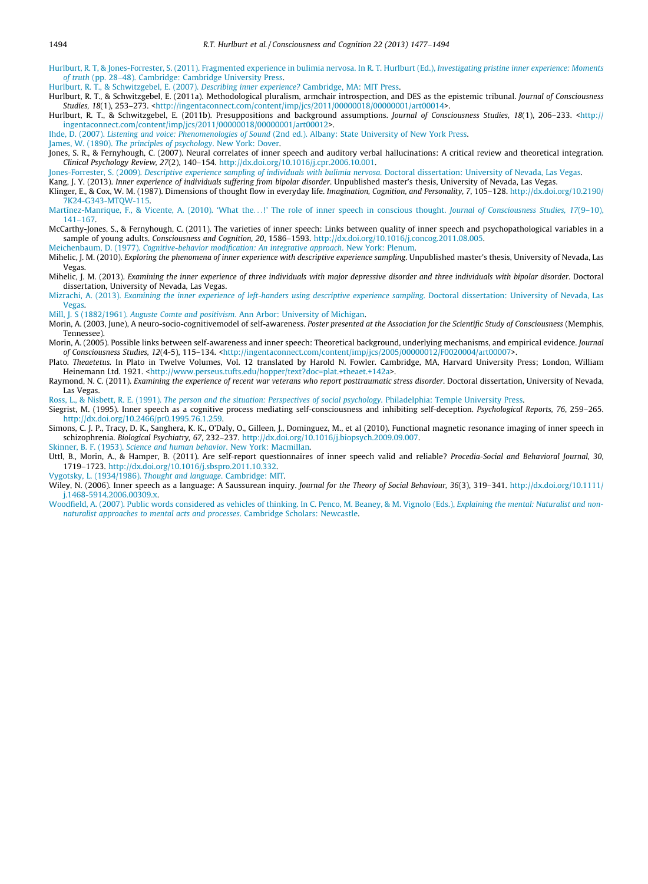Hurlburt, R. T, & Jones-Forrester, S. (2011). Fragmented experience in bulimia nervosa. In R. T. Hurlburt (Ed.), *Investigating pristine inner experience: Moments of truth* (pp. 28–48). Cambridge: Cambridge University Press.

Hurlburt, R. T., & Schwitzgebel, E. (2007). *Describing inner experience?* Cambridge, MA: MIT Press.

Hurlburt, R. T., & Schwitzgebel, E. (2011a). Methodological pluralism, armchair introspection, and DES as the epistemic tribunal. *Journal of Consciousness Studies, 18*(1), 253–273. <http://ingentaconnect.com/content/imp/jcs/2011/00000018/00000001/art00014>.

Hurlburt, R. T., & Schwitzgebel, E. (2011b). Presuppositions and background assumptions. *Journal of Consciousness Studies, 18*(1), 206–233. <http://ingentaconnect.com/content/imp/jcs/2011/00000018/00000001/art00012>.

Ihde, D. (2007). *Listening and voice: Phenomenologies of Sound* (2nd ed.). Albany: State University of New York Press.

James, W. (1890). *The principles of psychology*. New York: Dover.

Jones, S. R., & Fernyhough, C. (2007). Neural correlates of inner speech and auditory verbal hallucinations: A critical review and theoretical integration. *Clinical Psychology Review, 27*(2), 140–154. http://dx.doi.org/10.1016/j.cpr.2006.10.001.

Jones-Forrester, S. (2009). *Descriptive experience sampling of individuals with bulimia nervosa*. Doctoral dissertation: University of Nevada, Las Vegas.

Kang, J. Y. (2013). *Inner experience of individuals suffering from bipolar disorder*. Unpublished master's thesis, University of Nevada, Las Vegas.

Klinger, E., & Cox, W. M. (1987). Dimensions of thought flow in everyday life. *Imagination, Cognition, and Personality, 7*, 105–128. http://dx.doi.org/10.2190/7K24-G343-MTQW-115.

Martínez-Manrique, F., & Vicente, A. (2010). 'What the…!' The role of inner speech in conscious thought. *Journal of Consciousness Studies, 17*(9–10), 141–167.

McCarthy-Jones, S., & Fernyhough, C. (2011). The varieties of inner speech: Links between quality of inner speech and psychopathological variables in a sample of young adults. *Consciousness and Cognition, 20*, 1586–1593. http://dx.doi.org/10.1016/j.concog.2011.08.005.

Meichenbaum, D. (1977). *Cognitive-behavior modification: An integrative approach*. New York: Plenum.

Mihelic, J. M. (2010). *Exploring the phenomena of inner experience with descriptive experience sampling*. Unpublished master's thesis, University of Nevada, Las Vegas.

Mihelic, J. M. (2013). *Examining the inner experience of three individuals with major depressive disorder and three individuals with bipolar disorder*. Doctoral dissertation, University of Nevada, Las Vegas.

Mizrachi, A. (2013). *Examining the inner experience of left-handers using descriptive experience sampling*. Doctoral dissertation: University of Nevada, Las Vegas.

Mill, J. S (1882/1961). *Auguste Comte and positivism*. Ann Arbor: University of Michigan.

Morin, A. (2003, June), A neuro-socio-cognitivemodel of self-awareness. *Poster presented at the Association for the Scientific Study of Consciousness* (Memphis, Tennessee).

Morin, A. (2005). Possible links between self-awareness and inner speech: Theoretical background, underlying mechanisms, and empirical evidence. *Journal of Consciousness Studies, 12*(4-5), 115–134. <http://ingentaconnect.com/content/imp/jcs/2005/00000012/F0020004/art00007>.

Plato. *Theaetetus*. In Plato in Twelve Volumes, Vol. 12 translated by Harold N. Fowler. Cambridge, MA, Harvard University Press; London, William Heinemann Ltd. 1921. <http://www.perseus.tufts.edu/hopper/text?doc=plat.+theaet.+142a>.

Raymond, N. C. (2011). *Examining the experience of recent war veterans who report posttraumatic stress disorder*. Doctoral dissertation, University of Nevada, Las Vegas.

Ross, L., & Nisbett, R. E. (1991). *The person and the situation: Perspectives of social psychology*. Philadelphia: Temple University Press.

Siegrist, M. (1995). Inner speech as a cognitive process mediating self-consciousness and inhibiting self-deception. *Psychological Reports, 76*, 259–265. http://dx.doi.org/10.2466/pr0.1995.76.1.259.

Simons, C. J. P., Tracy, D. K., Sanghera, K. K., O'Daly, O., Gilleen, J., Dominguez, M., et al (2010). Functional magnetic resonance imaging of inner speech in schizophrenia. *Biological Psychiatry, 67*, 232–237. http://dx.doi.org/10.1016/j.biopsych.2009.09.007.

Skinner, B. F. (1953). *Science and human behavior*. New York: Macmillan.

Uttl, B., Morin, A., & Hamper, B. (2011). Are self-report questionnaires of inner speech valid and reliable? *Procedia-Social and Behavioral Journal, 30*, 1719–1723. http://dx.doi.org/10.1016/j.sbspro.2011.10.332.

Vygotsky, L. (1934/1986). *Thought and language*. Cambridge: MIT.

Wiley, N. (2006). Inner speech as a language: A Saussurean inquiry. *Journal for the Theory of Social Behaviour, 36*(3), 319–341. http://dx.doi.org/10.1111/j.1468-5914.2006.00309.x.

Woodfield, A. (2007). Public words considered as vehicles of thinking. In C. Penco, M. Beaney, & M. Vignolo (Eds.), *Explaining the mental: Naturalist and non-naturalist approaches to mental acts and processes*. Cambridge Scholars: Newcastle.